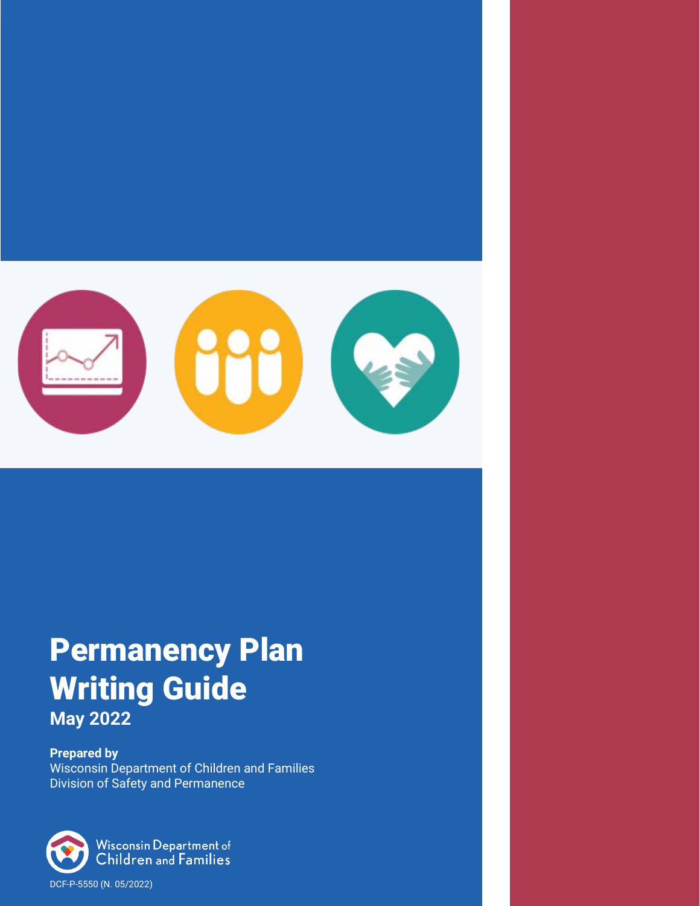# Permanency Plan Writing Guide

**May 2022**

**Prepared by**
Wisconsin Department of Children and Families
Division of Safety and Permanence

Wisconsin Department of Children and Families

DCF-P-5550 (N. 05/2022)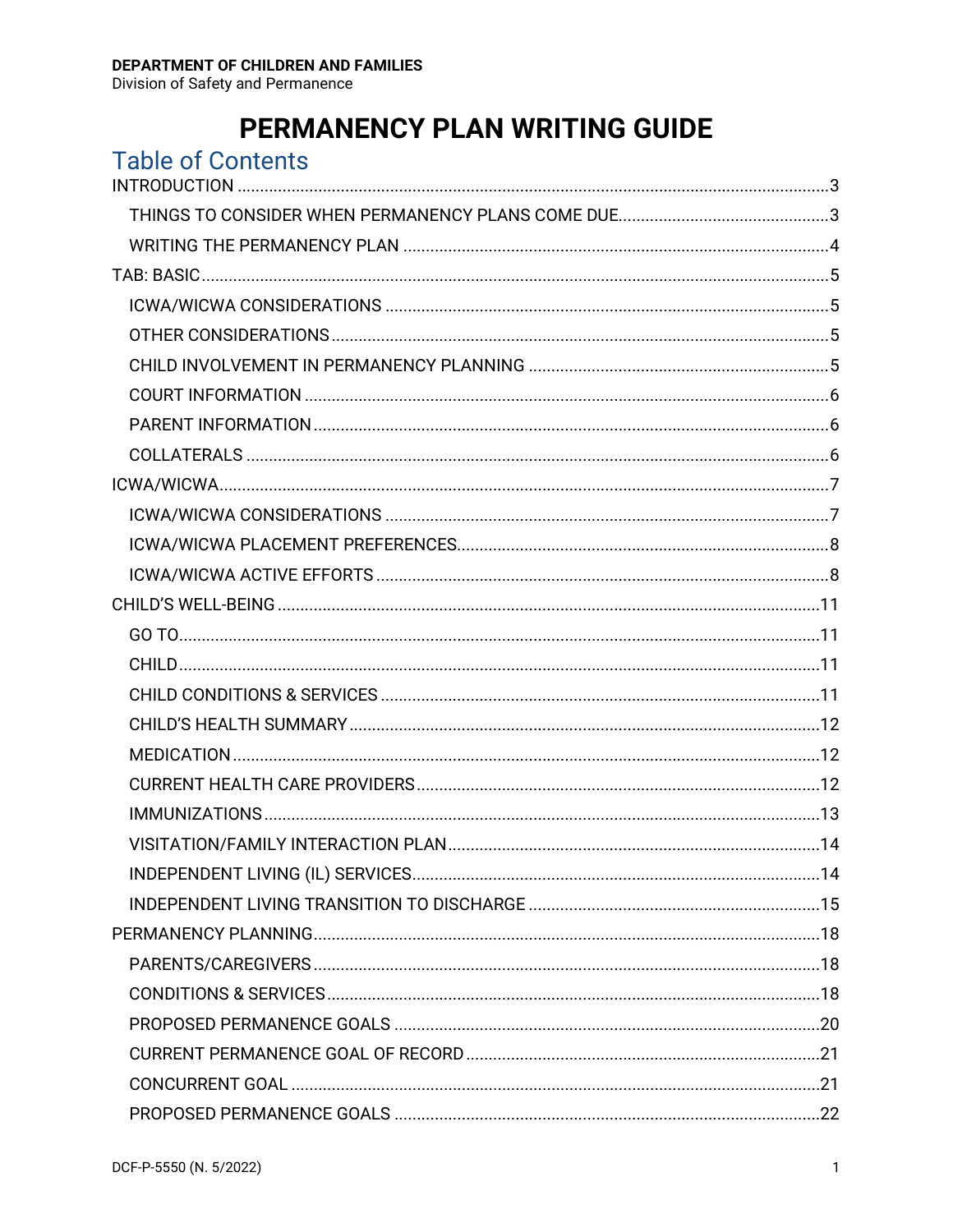**DEPARTMENT OF CHILDREN AND FAMILIES**
Division of Safety and Permanence

# PERMANENCY PLAN WRITING GUIDE

## Table of Contents

- INTRODUCTION ... 3
  - THINGS TO CONSIDER WHEN PERMANENCY PLANS COME DUE ... 3
  - WRITING THE PERMANENCY PLAN ... 4
- TAB: BASIC ... 5
  - ICWA/WICWA CONSIDERATIONS ... 5
  - OTHER CONSIDERATIONS ... 5
  - CHILD INVOLVEMENT IN PERMANENCY PLANNING ... 5
  - COURT INFORMATION ... 6
  - PARENT INFORMATION ... 6
  - COLLATERALS ... 6
- ICWA/WICWA ... 7
  - ICWA/WICWA CONSIDERATIONS ... 7
  - ICWA/WICWA PLACEMENT PREFERENCES ... 8
  - ICWA/WICWA ACTIVE EFFORTS ... 8
- CHILD'S WELL-BEING ... 11
  - GO TO ... 11
  - CHILD ... 11
  - CHILD CONDITIONS & SERVICES ... 11
  - CHILD'S HEALTH SUMMARY ... 12
  - MEDICATION ... 12
  - CURRENT HEALTH CARE PROVIDERS ... 12
  - IMMUNIZATIONS ... 13
  - VISITATION/FAMILY INTERACTION PLAN ... 14
  - INDEPENDENT LIVING (IL) SERVICES ... 14
  - INDEPENDENT LIVING TRANSITION TO DISCHARGE ... 15
- PERMANENCY PLANNING ... 18
  - PARENTS/CAREGIVERS ... 18
  - CONDITIONS & SERVICES ... 18
  - PROPOSED PERMANENCE GOALS ... 20
  - CURRENT PERMANENCE GOAL OF RECORD ... 21
  - CONCURRENT GOAL ... 21
  - PROPOSED PERMANENCE GOALS ... 22

DCF-P-5550 (N. 5/2022)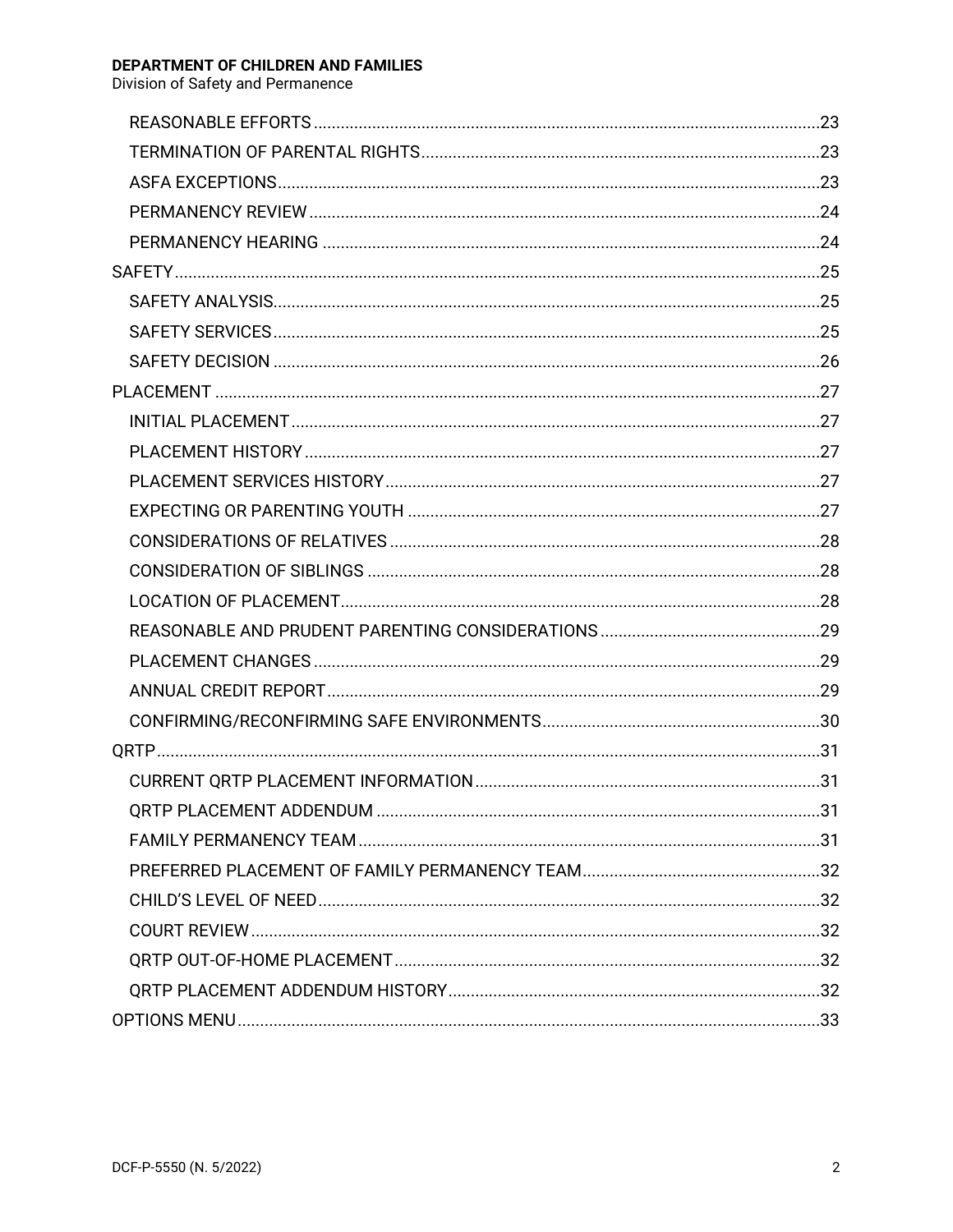- REASONABLE EFFORTS ... 23
- TERMINATION OF PARENTAL RIGHTS ... 23
- ASFA EXCEPTIONS ... 23
- PERMANENCY REVIEW ... 24
- PERMANENCY HEARING ... 24

SAFETY ... 25

- SAFETY ANALYSIS ... 25
- SAFETY SERVICES ... 25
- SAFETY DECISION ... 26

PLACEMENT ... 27

- INITIAL PLACEMENT ... 27
- PLACEMENT HISTORY ... 27
- PLACEMENT SERVICES HISTORY ... 27
- EXPECTING OR PARENTING YOUTH ... 27
- CONSIDERATIONS OF RELATIVES ... 28
- CONSIDERATION OF SIBLINGS ... 28
- LOCATION OF PLACEMENT ... 28
- REASONABLE AND PRUDENT PARENTING CONSIDERATIONS ... 29
- PLACEMENT CHANGES ... 29
- ANNUAL CREDIT REPORT ... 29
- CONFIRMING/RECONFIRMING SAFE ENVIRONMENTS ... 30

QRTP ... 31

- CURRENT QRTP PLACEMENT INFORMATION ... 31
- QRTP PLACEMENT ADDENDUM ... 31
- FAMILY PERMANENCY TEAM ... 31
- PREFERRED PLACEMENT OF FAMILY PERMANENCY TEAM ... 32
- CHILD'S LEVEL OF NEED ... 32
- COURT REVIEW ... 32
- QRTP OUT-OF-HOME PLACEMENT ... 32
- QRTP PLACEMENT ADDENDUM HISTORY ... 32

OPTIONS MENU ... 33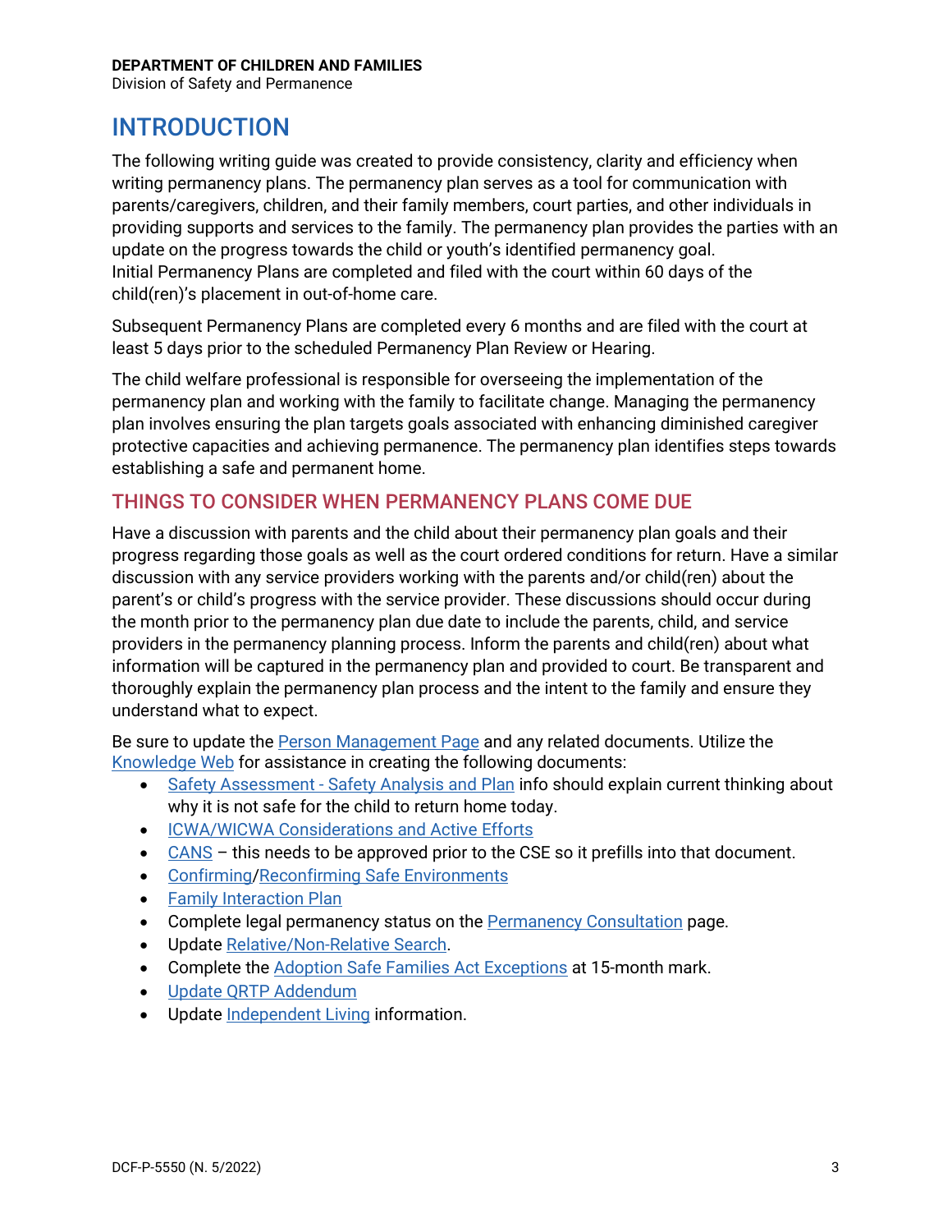# INTRODUCTION

The following writing guide was created to provide consistency, clarity and efficiency when writing permanency plans. The permanency plan serves as a tool for communication with parents/caregivers, children, and their family members, court parties, and other individuals in providing supports and services to the family. The permanency plan provides the parties with an update on the progress towards the child or youth's identified permanency goal.
Initial Permanency Plans are completed and filed with the court within 60 days of the child(ren)'s placement in out-of-home care.

Subsequent Permanency Plans are completed every 6 months and are filed with the court at least 5 days prior to the scheduled Permanency Plan Review or Hearing.

The child welfare professional is responsible for overseeing the implementation of the permanency plan and working with the family to facilitate change. Managing the permanency plan involves ensuring the plan targets goals associated with enhancing diminished caregiver protective capacities and achieving permanence. The permanency plan identifies steps towards establishing a safe and permanent home.

## THINGS TO CONSIDER WHEN PERMANENCY PLANS COME DUE

Have a discussion with parents and the child about their permanency plan goals and their progress regarding those goals as well as the court ordered conditions for return. Have a similar discussion with any service providers working with the parents and/or child(ren) about the parent's or child's progress with the service provider. These discussions should occur during the month prior to the permanency plan due date to include the parents, child, and service providers in the permanency planning process. Inform the parents and child(ren) about what information will be captured in the permanency plan and provided to court. Be transparent and thoroughly explain the permanency plan process and the intent to the family and ensure they understand what to expect.

Be sure to update the Person Management Page and any related documents. Utilize the Knowledge Web for assistance in creating the following documents:

- Safety Assessment - Safety Analysis and Plan info should explain current thinking about why it is not safe for the child to return home today.
- ICWA/WICWA Considerations and Active Efforts
- CANS – this needs to be approved prior to the CSE so it prefills into that document.
- Confirming/Reconfirming Safe Environments
- Family Interaction Plan
- Complete legal permanency status on the Permanency Consultation page.
- Update Relative/Non-Relative Search.
- Complete the Adoption Safe Families Act Exceptions at 15-month mark.
- Update QRTP Addendum
- Update Independent Living information.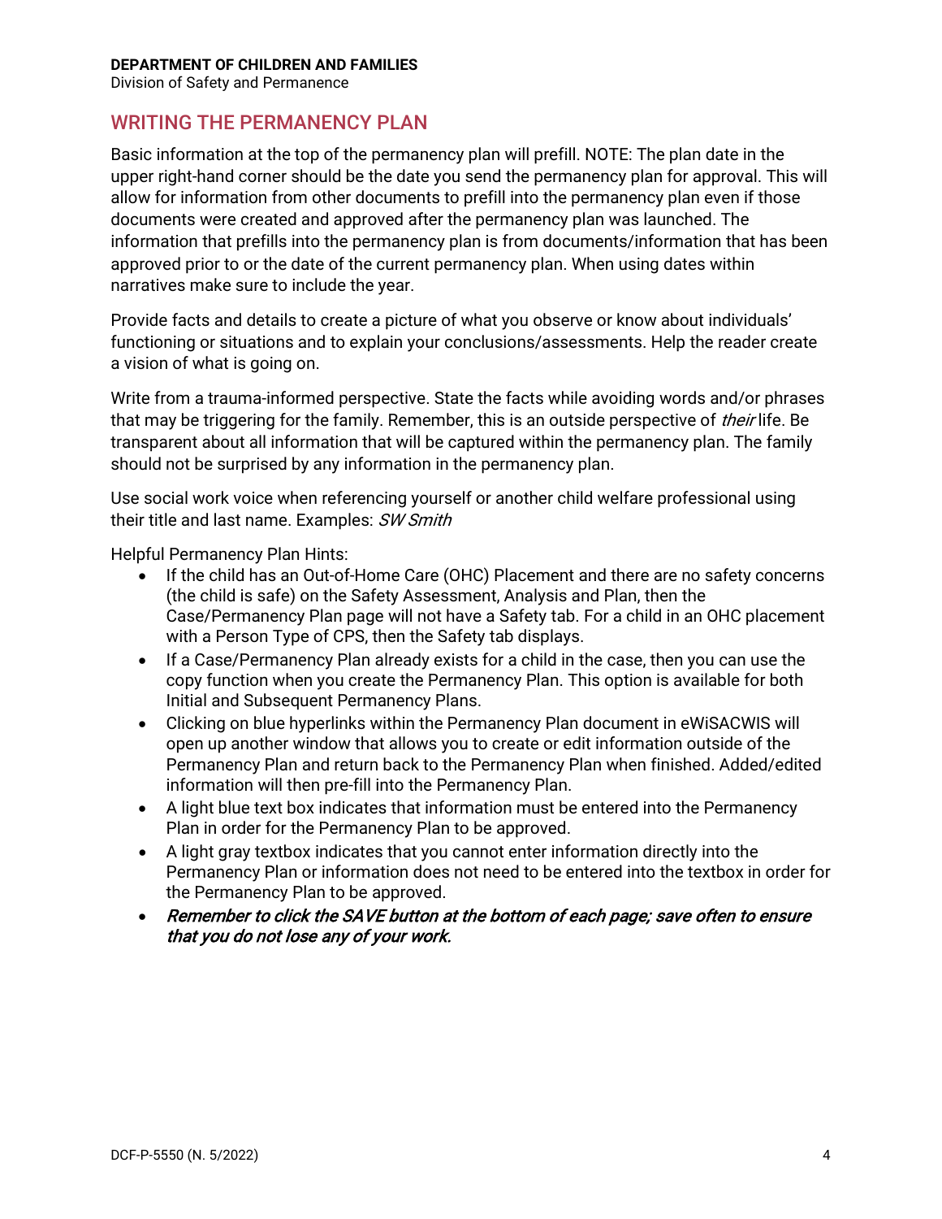## WRITING THE PERMANENCY PLAN

Basic information at the top of the permanency plan will prefill. NOTE: The plan date in the upper right-hand corner should be the date you send the permanency plan for approval. This will allow for information from other documents to prefill into the permanency plan even if those documents were created and approved after the permanency plan was launched. The information that prefills into the permanency plan is from documents/information that has been approved prior to or the date of the current permanency plan. When using dates within narratives make sure to include the year.

Provide facts and details to create a picture of what you observe or know about individuals' functioning or situations and to explain your conclusions/assessments. Help the reader create a vision of what is going on.

Write from a trauma-informed perspective. State the facts while avoiding words and/or phrases that may be triggering for the family. Remember, this is an outside perspective of *their* life. Be transparent about all information that will be captured within the permanency plan. The family should not be surprised by any information in the permanency plan.

Use social work voice when referencing yourself or another child welfare professional using their title and last name. Examples: *SW Smith*

Helpful Permanency Plan Hints:

- If the child has an Out-of-Home Care (OHC) Placement and there are no safety concerns (the child is safe) on the Safety Assessment, Analysis and Plan, then the Case/Permanency Plan page will not have a Safety tab. For a child in an OHC placement with a Person Type of CPS, then the Safety tab displays.
- If a Case/Permanency Plan already exists for a child in the case, then you can use the copy function when you create the Permanency Plan. This option is available for both Initial and Subsequent Permanency Plans.
- Clicking on blue hyperlinks within the Permanency Plan document in eWiSACWIS will open up another window that allows you to create or edit information outside of the Permanency Plan and return back to the Permanency Plan when finished. Added/edited information will then pre-fill into the Permanency Plan.
- A light blue text box indicates that information must be entered into the Permanency Plan in order for the Permanency Plan to be approved.
- A light gray textbox indicates that you cannot enter information directly into the Permanency Plan or information does not need to be entered into the textbox in order for the Permanency Plan to be approved.
- ***Remember to click the SAVE button at the bottom of each page; save often to ensure that you do not lose any of your work.***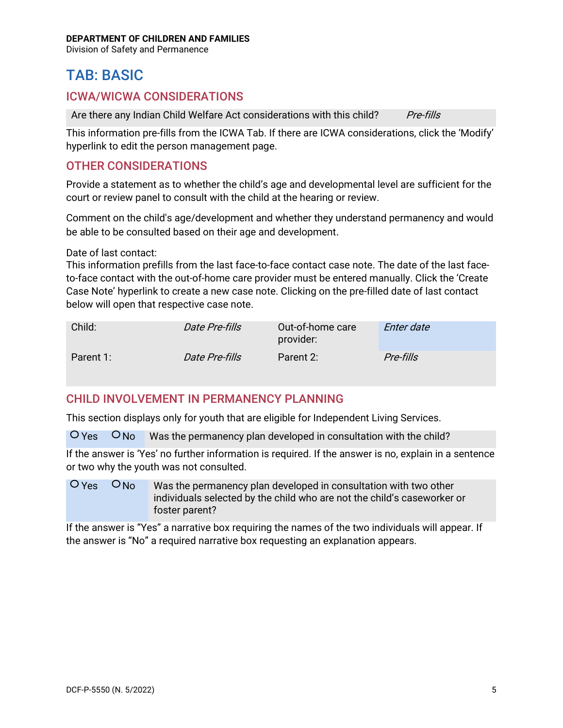# TAB: BASIC

## ICWA/WICWA CONSIDERATIONS

| Are there any Indian Child Welfare Act considerations with this child? | *Pre-fills* |
|---|---|

This information pre-fills from the ICWA Tab. If there are ICWA considerations, click the 'Modify' hyperlink to edit the person management page.

## OTHER CONSIDERATIONS

Provide a statement as to whether the child's age and developmental level are sufficient for the court or review panel to consult with the child at the hearing or review.

Comment on the child's age/development and whether they understand permanency and would be able to be consulted based on their age and development.

Date of last contact:
This information prefills from the last face-to-face contact case note. The date of the last face-to-face contact with the out-of-home care provider must be entered manually. Click the 'Create Case Note' hyperlink to create a new case note. Clicking on the pre-filled date of last contact below will open that respective case note.

| Child: | *Date Pre-fills* | Out-of-home care provider: | *Enter date* |
|---|---|---|---|
| Parent 1: | *Date Pre-fills* | Parent 2: | *Pre-fills* |

## CHILD INVOLVEMENT IN PERMANENCY PLANNING

This section displays only for youth that are eligible for Independent Living Services.

| O Yes | O No | Was the permanency plan developed in consultation with the child? |
|---|---|---|

If the answer is 'Yes' no further information is required. If the answer is no, explain in a sentence or two why the youth was not consulted.

| O Yes | O No | Was the permanency plan developed in consultation with two other individuals selected by the child who are not the child's caseworker or foster parent? |
|---|---|---|

If the answer is "Yes" a narrative box requiring the names of the two individuals will appear. If the answer is "No" a required narrative box requesting an explanation appears.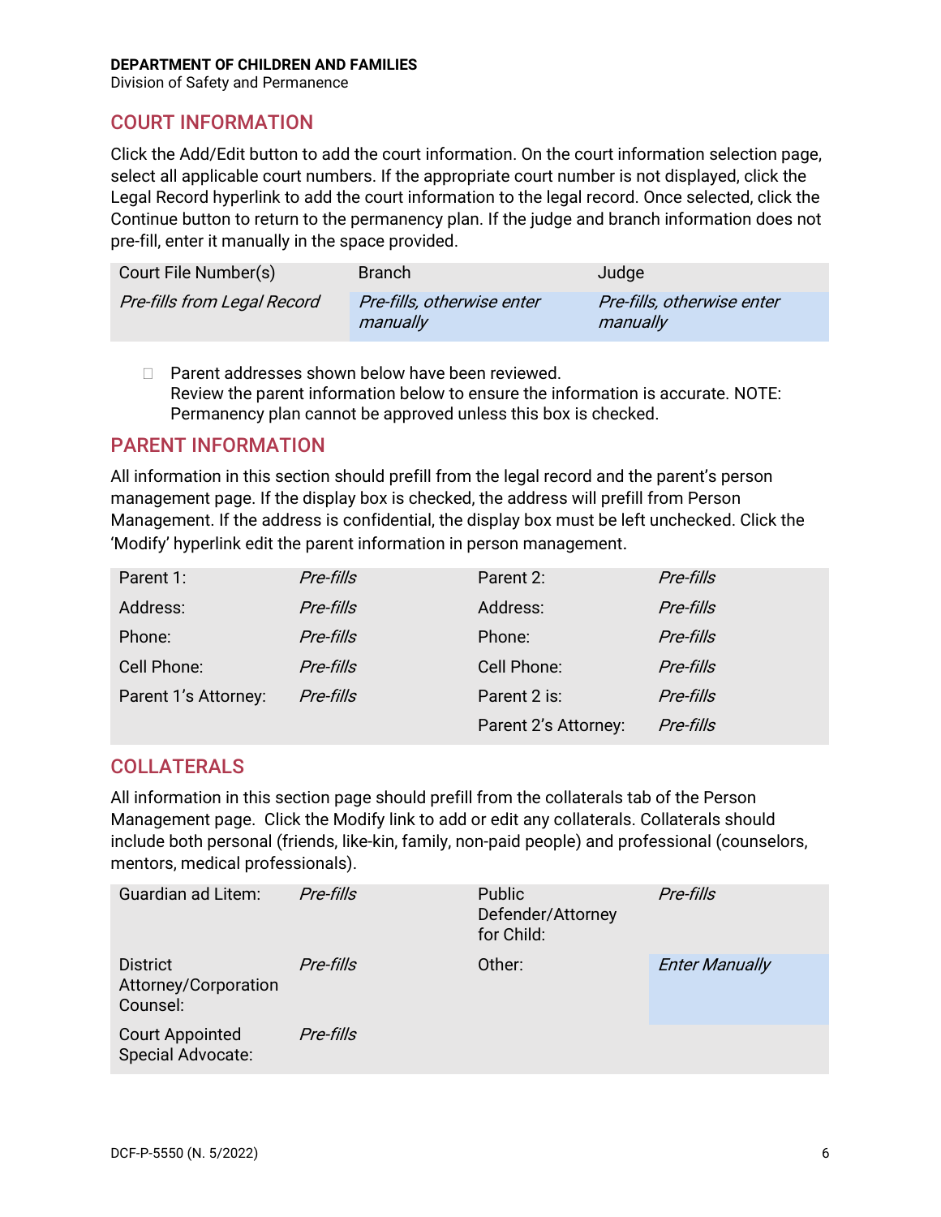## COURT INFORMATION

Click the Add/Edit button to add the court information. On the court information selection page, select all applicable court numbers. If the appropriate court number is not displayed, click the Legal Record hyperlink to add the court information to the legal record. Once selected, click the Continue button to return to the permanency plan. If the judge and branch information does not pre-fill, enter it manually in the space provided.

| Court File Number(s) | Branch | Judge |
|---|---|---|
| *Pre-fills from Legal Record* | *Pre-fills, otherwise enter manually* | *Pre-fills, otherwise enter manually* |

- ☐ Parent addresses shown below have been reviewed.
  Review the parent information below to ensure the information is accurate. NOTE: Permanency plan cannot be approved unless this box is checked.

## PARENT INFORMATION

All information in this section should prefill from the legal record and the parent's person management page. If the display box is checked, the address will prefill from Person Management. If the address is confidential, the display box must be left unchecked. Click the 'Modify' hyperlink edit the parent information in person management.

| | | | |
|---|---|---|---|
| Parent 1: | *Pre-fills* | Parent 2: | *Pre-fills* |
| Address: | *Pre-fills* | Address: | *Pre-fills* |
| Phone: | *Pre-fills* | Phone: | *Pre-fills* |
| Cell Phone: | *Pre-fills* | Cell Phone: | *Pre-fills* |
| Parent 1's Attorney: | *Pre-fills* | Parent 2 is: | *Pre-fills* |
| | | Parent 2's Attorney: | *Pre-fills* |

## COLLATERALS

All information in this section page should prefill from the collaterals tab of the Person Management page. Click the Modify link to add or edit any collaterals. Collaterals should include both personal (friends, like-kin, family, non-paid people) and professional (counselors, mentors, medical professionals).

| | | | |
|---|---|---|---|
| Guardian ad Litem: | *Pre-fills* | Public Defender/Attorney for Child: | *Pre-fills* |
| District Attorney/Corporation Counsel: | *Pre-fills* | Other: | *Enter Manually* |
| Court Appointed Special Advocate: | *Pre-fills* | | |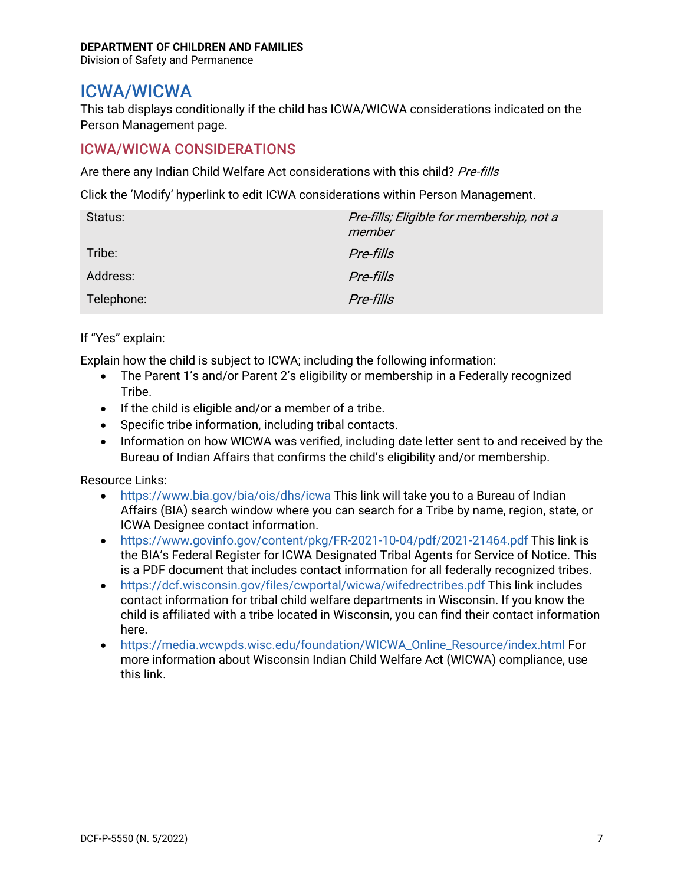# ICWA/WICWA

This tab displays conditionally if the child has ICWA/WICWA considerations indicated on the Person Management page.

## ICWA/WICWA CONSIDERATIONS

Are there any Indian Child Welfare Act considerations with this child? *Pre-fills*

Click the 'Modify' hyperlink to edit ICWA considerations within Person Management.

| | |
|---|---|
| Status: | *Pre-fills; Eligible for membership, not a member* |
| Tribe: | *Pre-fills* |
| Address: | *Pre-fills* |
| Telephone: | *Pre-fills* |

If "Yes" explain:

Explain how the child is subject to ICWA; including the following information:

- The Parent 1's and/or Parent 2's eligibility or membership in a Federally recognized Tribe.
- If the child is eligible and/or a member of a tribe.
- Specific tribe information, including tribal contacts.
- Information on how WICWA was verified, including date letter sent to and received by the Bureau of Indian Affairs that confirms the child's eligibility and/or membership.

Resource Links:

- https://www.bia.gov/bia/ois/dhs/icwa This link will take you to a Bureau of Indian Affairs (BIA) search window where you can search for a Tribe by name, region, state, or ICWA Designee contact information.
- https://www.govinfo.gov/content/pkg/FR-2021-10-04/pdf/2021-21464.pdf This link is the BIA's Federal Register for ICWA Designated Tribal Agents for Service of Notice. This is a PDF document that includes contact information for all federally recognized tribes.
- https://dcf.wisconsin.gov/files/cwportal/wicwa/wifedrectribes.pdf This link includes contact information for tribal child welfare departments in Wisconsin. If you know the child is affiliated with a tribe located in Wisconsin, you can find their contact information here.
- https://media.wcwpds.wisc.edu/foundation/WICWA_Online_Resource/index.html For more information about Wisconsin Indian Child Welfare Act (WICWA) compliance, use this link.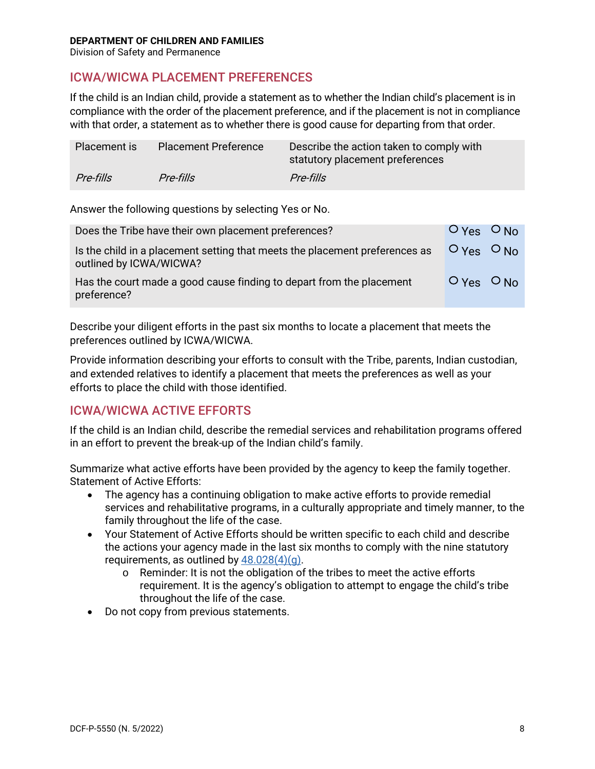**DEPARTMENT OF CHILDREN AND FAMILIES**
Division of Safety and Permanence

## ICWA/WICWA PLACEMENT PREFERENCES

If the child is an Indian child, provide a statement as to whether the Indian child's placement is in compliance with the order of the placement preference, and if the placement is not in compliance with that order, a statement as to whether there is good cause for departing from that order.

| Placement is | Placement Preference | Describe the action taken to comply with statutory placement preferences |
|---|---|---|
| *Pre-fills* | *Pre-fills* | *Pre-fills* |

Answer the following questions by selecting Yes or No.

| | |
|---|---|
| Does the Tribe have their own placement preferences? | O Yes O No |
| Is the child in a placement setting that meets the placement preferences as outlined by ICWA/WICWA? | O Yes O No |
| Has the court made a good cause finding to depart from the placement preference? | O Yes O No |

Describe your diligent efforts in the past six months to locate a placement that meets the preferences outlined by ICWA/WICWA.

Provide information describing your efforts to consult with the Tribe, parents, Indian custodian, and extended relatives to identify a placement that meets the preferences as well as your efforts to place the child with those identified.

## ICWA/WICWA ACTIVE EFFORTS

If the child is an Indian child, describe the remedial services and rehabilitation programs offered in an effort to prevent the break-up of the Indian child's family.

Summarize what active efforts have been provided by the agency to keep the family together. Statement of Active Efforts:

- The agency has a continuing obligation to make active efforts to provide remedial services and rehabilitative programs, in a culturally appropriate and timely manner, to the family throughout the life of the case.
- Your Statement of Active Efforts should be written specific to each child and describe the actions your agency made in the last six months to comply with the nine statutory requirements, as outlined by 48.028(4)(g).
  - Reminder: It is not the obligation of the tribes to meet the active efforts requirement. It is the agency's obligation to attempt to engage the child's tribe throughout the life of the case.
- Do not copy from previous statements.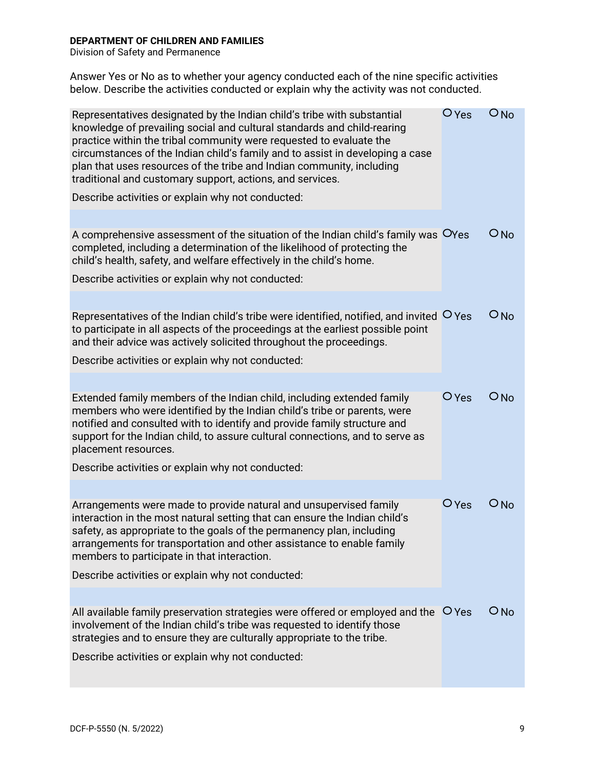**DEPARTMENT OF CHILDREN AND FAMILIES**
Division of Safety and Permanence

Answer Yes or No as to whether your agency conducted each of the nine specific activities below. Describe the activities conducted or explain why the activity was not conducted.

| Activity | Yes | No |
|---|---|---|
| Representatives designated by the Indian child's tribe with substantial knowledge of prevailing social and cultural standards and child-rearing practice within the tribal community were requested to evaluate the circumstances of the Indian child's family and to assist in developing a case plan that uses resources of the tribe and Indian community, including traditional and customary support, actions, and services.<br><br>Describe activities or explain why not conducted: | ○ Yes | ○ No |
| A comprehensive assessment of the situation of the Indian child's family was completed, including a determination of the likelihood of protecting the child's health, safety, and welfare effectively in the child's home.<br><br>Describe activities or explain why not conducted: | ○ Yes | ○ No |
| Representatives of the Indian child's tribe were identified, notified, and invited to participate in all aspects of the proceedings at the earliest possible point and their advice was actively solicited throughout the proceedings.<br><br>Describe activities or explain why not conducted: | ○ Yes | ○ No |
| Extended family members of the Indian child, including extended family members who were identified by the Indian child's tribe or parents, were notified and consulted with to identify and provide family structure and support for the Indian child, to assure cultural connections, and to serve as placement resources.<br><br>Describe activities or explain why not conducted: | ○ Yes | ○ No |
| Arrangements were made to provide natural and unsupervised family interaction in the most natural setting that can ensure the Indian child's safety, as appropriate to the goals of the permanency plan, including arrangements for transportation and other assistance to enable family members to participate in that interaction.<br><br>Describe activities or explain why not conducted: | ○ Yes | ○ No |
| All available family preservation strategies were offered or employed and the involvement of the Indian child's tribe was requested to identify those strategies and to ensure they are culturally appropriate to the tribe.<br><br>Describe activities or explain why not conducted: | ○ Yes | ○ No |

DCF-P-5550 (N. 5/2022)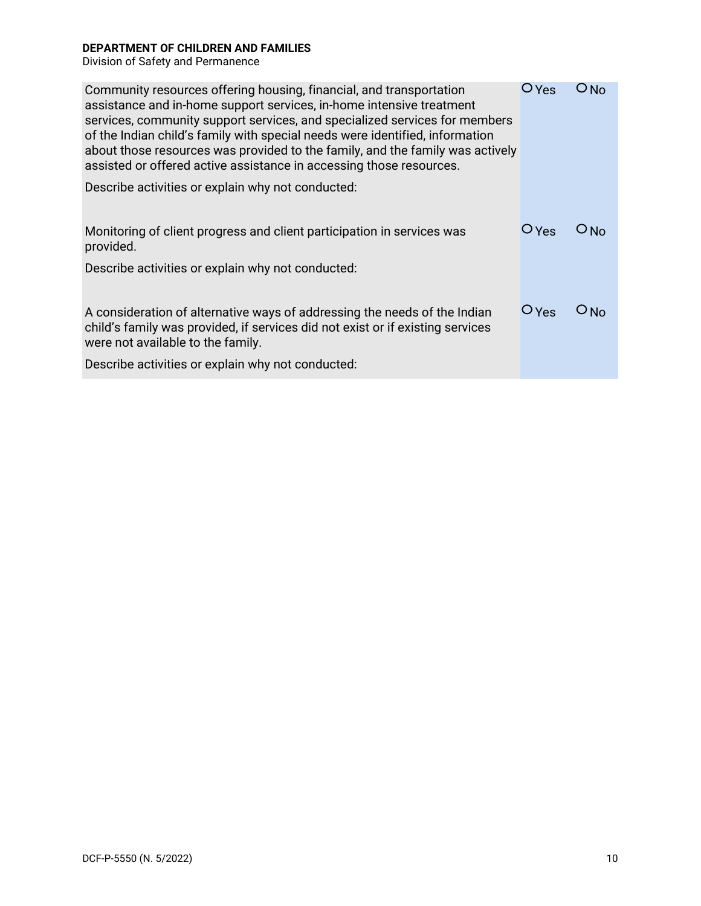| | | |
|---|---|---|
| Community resources offering housing, financial, and transportation assistance and in-home support services, in-home intensive treatment services, community support services, and specialized services for members of the Indian child's family with special needs were identified, information about those resources was provided to the family, and the family was actively assisted or offered active assistance in accessing those resources.<br><br>Describe activities or explain why not conducted: | ○ Yes | ○ No |
| Monitoring of client progress and client participation in services was provided.<br><br>Describe activities or explain why not conducted: | ○ Yes | ○ No |
| A consideration of alternative ways of addressing the needs of the Indian child's family was provided, if services did not exist or if existing services were not available to the family.<br><br>Describe activities or explain why not conducted: | ○ Yes | ○ No |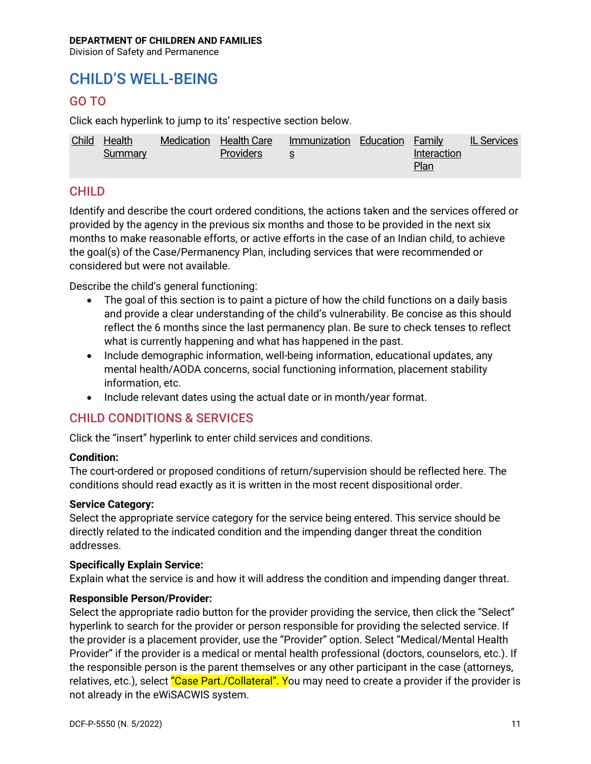**DEPARTMENT OF CHILDREN AND FAMILIES**
Division of Safety and Permanence

# CHILD'S WELL-BEING

## GO TO

Click each hyperlink to jump to its' respective section below.

| Child | Health Summary | Medication | Health Care Providers | Immunizations | Education | Family Interaction Plan | IL Services |
|---|---|---|---|---|---|---|---|

## CHILD

Identify and describe the court ordered conditions, the actions taken and the services offered or provided by the agency in the previous six months and those to be provided in the next six months to make reasonable efforts, or active efforts in the case of an Indian child, to achieve the goal(s) of the Case/Permanency Plan, including services that were recommended or considered but were not available.

Describe the child's general functioning:

- The goal of this section is to paint a picture of how the child functions on a daily basis and provide a clear understanding of the child's vulnerability. Be concise as this should reflect the 6 months since the last permanency plan. Be sure to check tenses to reflect what is currently happening and what has happened in the past.
- Include demographic information, well-being information, educational updates, any mental health/AODA concerns, social functioning information, placement stability information, etc.
- Include relevant dates using the actual date or in month/year format.

## CHILD CONDITIONS & SERVICES

Click the "insert" hyperlink to enter child services and conditions.

**Condition:**
The court-ordered or proposed conditions of return/supervision should be reflected here. The conditions should read exactly as it is written in the most recent dispositional order.

**Service Category:**
Select the appropriate service category for the service being entered. This service should be directly related to the indicated condition and the impending danger threat the condition addresses.

**Specifically Explain Service:**
Explain what the service is and how it will address the condition and impending danger threat.

**Responsible Person/Provider:**
Select the appropriate radio button for the provider providing the service, then click the "Select" hyperlink to search for the provider or person responsible for providing the selected service. If the provider is a placement provider, use the "Provider" option. Select "Medical/Mental Health Provider" if the provider is a medical or mental health professional (doctors, counselors, etc.). If the responsible person is the parent themselves or any other participant in the case (attorneys, relatives, etc.), select "Case Part./Collateral". You may need to create a provider if the provider is not already in the eWiSACWIS system.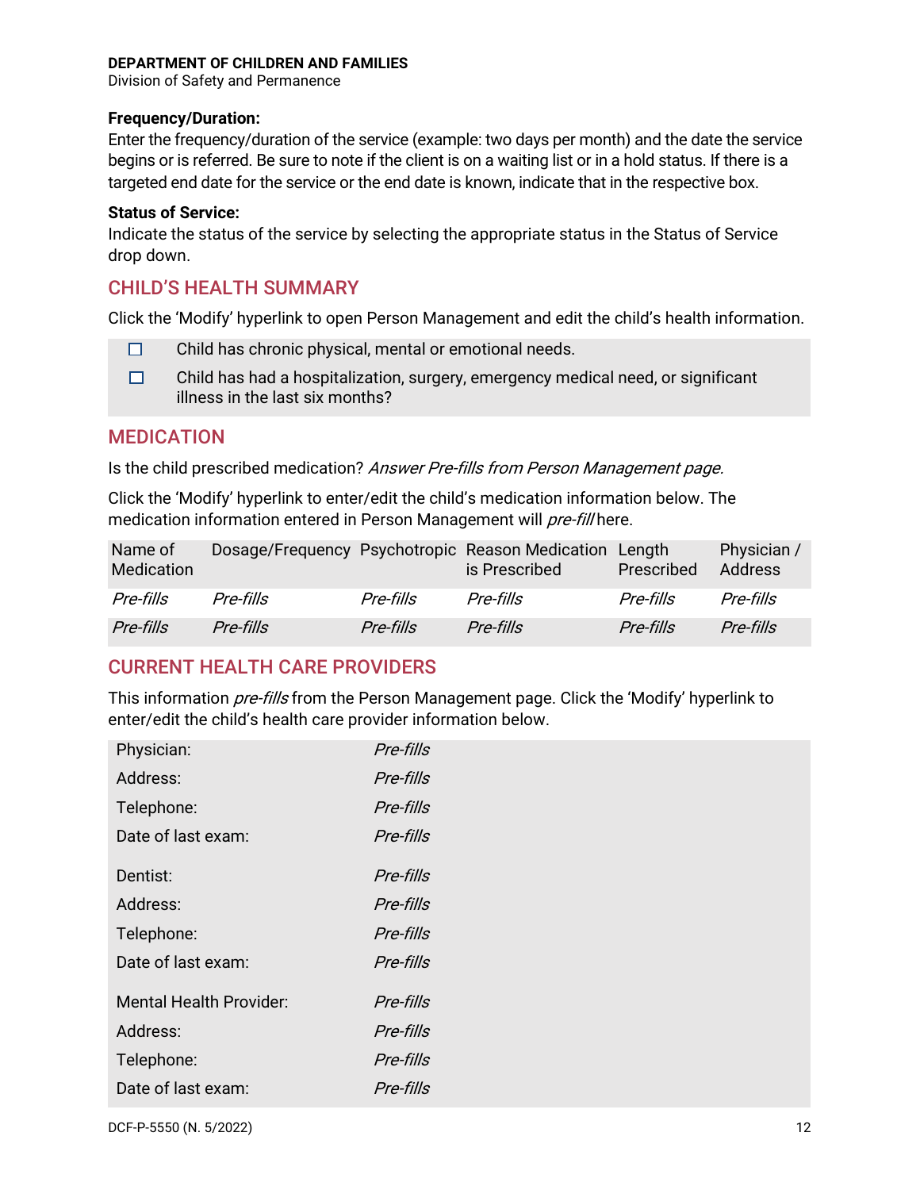**Frequency/Duration:**

Enter the frequency/duration of the service (example: two days per month) and the date the service begins or is referred. Be sure to note if the client is on a waiting list or in a hold status. If there is a targeted end date for the service or the end date is known, indicate that in the respective box.

**Status of Service:**

Indicate the status of the service by selecting the appropriate status in the Status of Service drop down.

## CHILD'S HEALTH SUMMARY

Click the 'Modify' hyperlink to open Person Management and edit the child's health information.

- ☐ Child has chronic physical, mental or emotional needs.
- ☐ Child has had a hospitalization, surgery, emergency medical need, or significant illness in the last six months?

## MEDICATION

Is the child prescribed medication? *Answer Pre-fills from Person Management page.*

Click the 'Modify' hyperlink to enter/edit the child's medication information below. The medication information entered in Person Management will *pre-fill* here.

| Name of Medication | Dosage/Frequency | Psychotropic | Reason Medication is Prescribed | Length Prescribed | Physician / Address |
|---|---|---|---|---|---|
| *Pre-fills* | *Pre-fills* | *Pre-fills* | *Pre-fills* | *Pre-fills* | *Pre-fills* |
| *Pre-fills* | *Pre-fills* | *Pre-fills* | *Pre-fills* | *Pre-fills* | *Pre-fills* |

## CURRENT HEALTH CARE PROVIDERS

This information *pre-fills* from the Person Management page. Click the 'Modify' hyperlink to enter/edit the child's health care provider information below.

| | |
|---|---|
| Physician: | *Pre-fills* |
| Address: | *Pre-fills* |
| Telephone: | *Pre-fills* |
| Date of last exam: | *Pre-fills* |
| Dentist: | *Pre-fills* |
| Address: | *Pre-fills* |
| Telephone: | *Pre-fills* |
| Date of last exam: | *Pre-fills* |
| Mental Health Provider: | *Pre-fills* |
| Address: | *Pre-fills* |
| Telephone: | *Pre-fills* |
| Date of last exam: | *Pre-fills* |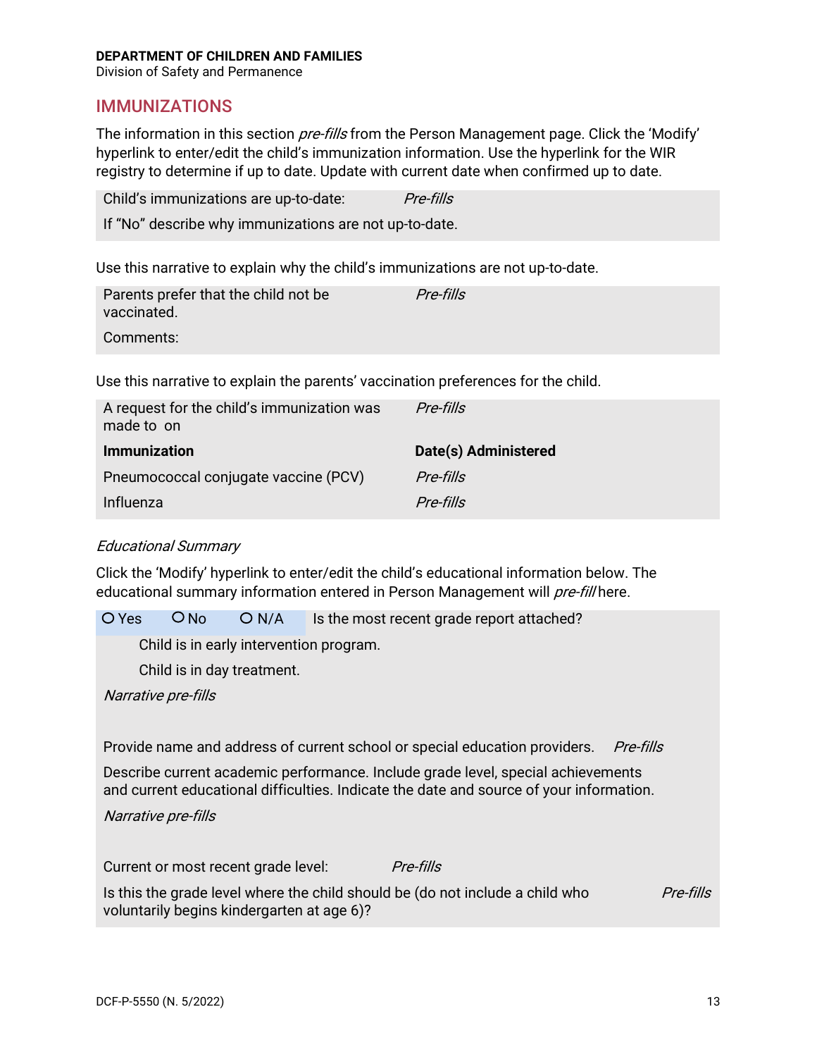## IMMUNIZATIONS

The information in this section *pre-fills* from the Person Management page. Click the 'Modify' hyperlink to enter/edit the child's immunization information. Use the hyperlink for the WIR registry to determine if up to date. Update with current date when confirmed up to date.

| Child's immunizations are up-to-date: | *Pre-fills* |
|---|---|
| If "No" describe why immunizations are not up-to-date. | |

Use this narrative to explain why the child's immunizations are not up-to-date.

| Parents prefer that the child not be vaccinated. | *Pre-fills* |
|---|---|
| Comments: | |

Use this narrative to explain the parents' vaccination preferences for the child.

| A request for the child's immunization was made to on | *Pre-fills* |
|---|---|
| **Immunization** | **Date(s) Administered** |
| Pneumococcal conjugate vaccine (PCV) | *Pre-fills* |
| Influenza | *Pre-fills* |

*Educational Summary*

Click the 'Modify' hyperlink to enter/edit the child's educational information below. The educational summary information entered in Person Management will *pre-fill* here.

○ Yes ○ No ○ N/A Is the most recent grade report attached?

Child is in early intervention program.

Child is in day treatment.

*Narrative pre-fills*

Provide name and address of current school or special education providers. *Pre-fills*

Describe current academic performance. Include grade level, special achievements and current educational difficulties. Indicate the date and source of your information.

*Narrative pre-fills*

Current or most recent grade level: *Pre-fills*

Is this the grade level where the child should be (do not include a child who voluntarily begins kindergarten at age 6)? *Pre-fills*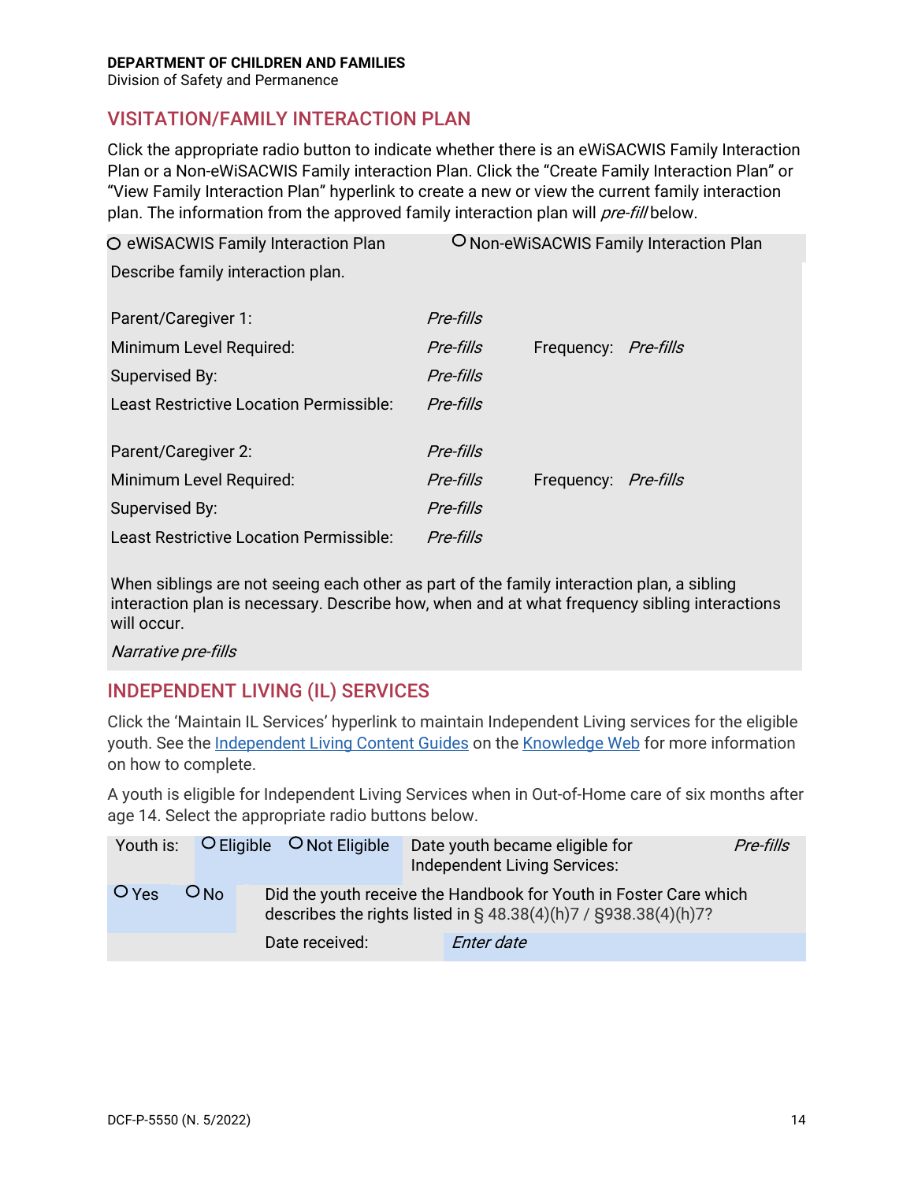**DEPARTMENT OF CHILDREN AND FAMILIES**
Division of Safety and Permanence

## VISITATION/FAMILY INTERACTION PLAN

Click the appropriate radio button to indicate whether there is an eWiSACWIS Family Interaction Plan or a Non-eWiSACWIS Family interaction Plan. Click the "Create Family Interaction Plan" or "View Family Interaction Plan" hyperlink to create a new or view the current family interaction plan. The information from the approved family interaction plan will *pre-fill* below.

| ○ eWiSACWIS Family Interaction Plan | | ○ Non-eWiSACWIS Family Interaction Plan | |
|---|---|---|---|
| Describe family interaction plan. | | | |
| Parent/Caregiver 1: | *Pre-fills* | | |
| Minimum Level Required: | *Pre-fills* | Frequency: | *Pre-fills* |
| Supervised By: | *Pre-fills* | | |
| Least Restrictive Location Permissible: | *Pre-fills* | | |
| Parent/Caregiver 2: | *Pre-fills* | | |
| Minimum Level Required: | *Pre-fills* | Frequency: | *Pre-fills* |
| Supervised By: | *Pre-fills* | | |
| Least Restrictive Location Permissible: | *Pre-fills* | | |

When siblings are not seeing each other as part of the family interaction plan, a sibling interaction plan is necessary. Describe how, when and at what frequency sibling interactions will occur.

*Narrative pre-fills*

## INDEPENDENT LIVING (IL) SERVICES

Click the 'Maintain IL Services' hyperlink to maintain Independent Living services for the eligible youth. See the Independent Living Content Guides on the Knowledge Web for more information on how to complete.

A youth is eligible for Independent Living Services when in Out-of-Home care of six months after age 14. Select the appropriate radio buttons below.

| Youth is: | ○ Eligible ○ Not Eligible | Date youth became eligible for Independent Living Services: | *Pre-fills* |
|---|---|---|---|
| ○ Yes ○ No | Did the youth receive the Handbook for Youth in Foster Care which describes the rights listed in § 48.38(4)(h)7 / §938.38(4)(h)7? | | |
| | Date received: | *Enter date* | |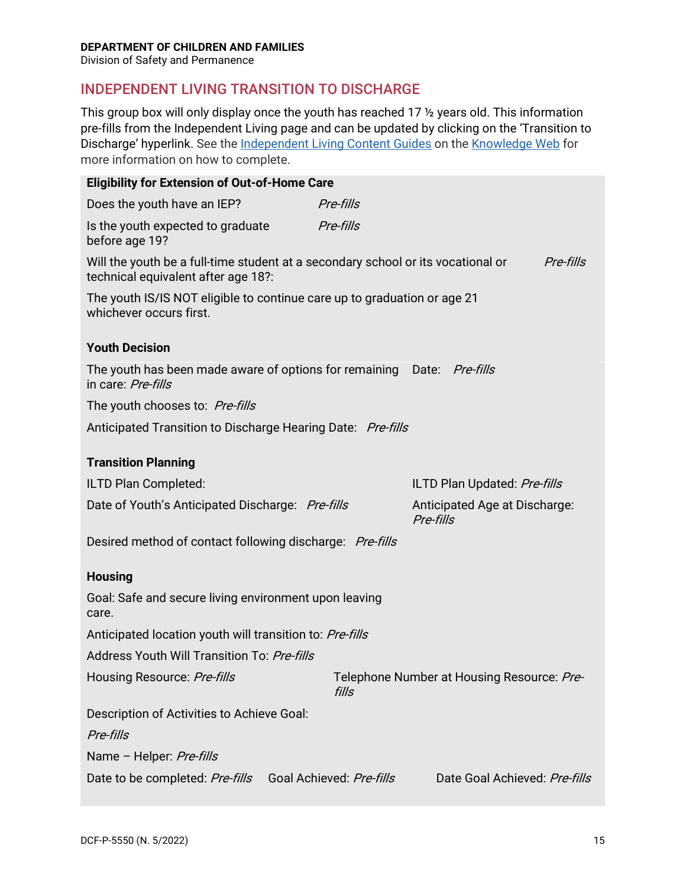## INDEPENDENT LIVING TRANSITION TO DISCHARGE

This group box will only display once the youth has reached 17 ½ years old. This information pre-fills from the Independent Living page and can be updated by clicking on the 'Transition to Discharge' hyperlink. See the [Independent Living Content Guides]() on the [Knowledge Web]() for more information on how to complete.

**Eligibility for Extension of Out-of-Home Care**

Does the youth have an IEP? *Pre-fills*

Is the youth expected to graduate before age 19? *Pre-fills*

Will the youth be a full-time student at a secondary school or its vocational or technical equivalent after age 18?: *Pre-fills*

The youth IS/IS NOT eligible to continue care up to graduation or age 21 whichever occurs first.

**Youth Decision**

The youth has been made aware of options for remaining in care: *Pre-fills* Date: *Pre-fills*

The youth chooses to: *Pre-fills*

Anticipated Transition to Discharge Hearing Date: *Pre-fills*

**Transition Planning**

ILTD Plan Completed: ILTD Plan Updated: *Pre-fills*

Date of Youth's Anticipated Discharge: *Pre-fills* Anticipated Age at Discharge: *Pre-fills*

Desired method of contact following discharge: *Pre-fills*

**Housing**

Goal: Safe and secure living environment upon leaving care.

Anticipated location youth will transition to: *Pre-fills*

Address Youth Will Transition To: *Pre-fills*

Housing Resource: *Pre-fills* Telephone Number at Housing Resource: *Pre-fills*

Description of Activities to Achieve Goal:

*Pre-fills*

Name – Helper: *Pre-fills*

Date to be completed: *Pre-fills* Goal Achieved: *Pre-fills* Date Goal Achieved: *Pre-fills*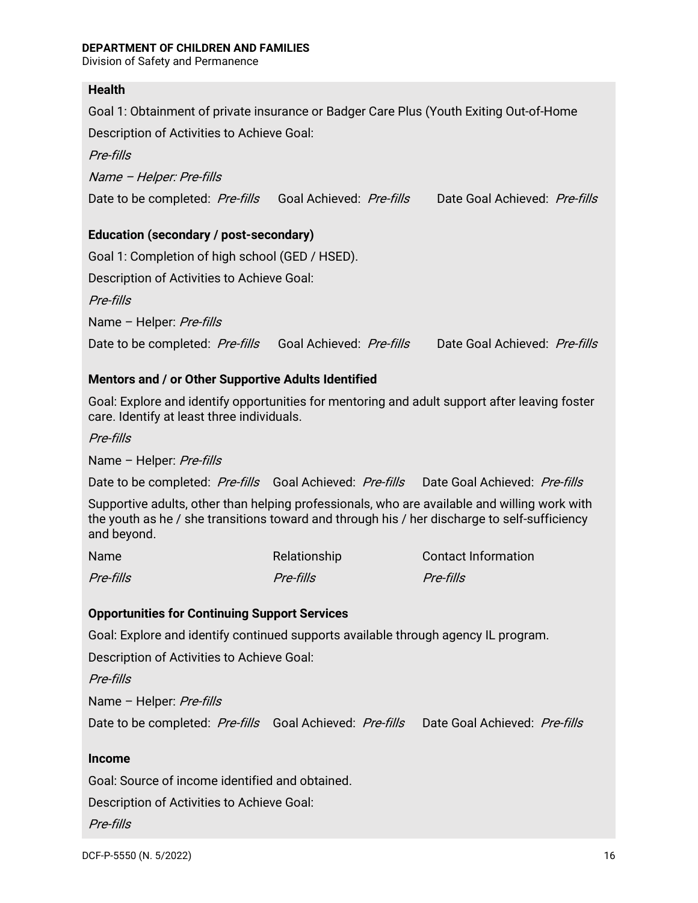**Health**

Goal 1: Obtainment of private insurance or Badger Care Plus (Youth Exiting Out-of-Home

Description of Activities to Achieve Goal:

*Pre-fills*

*Name – Helper: Pre-fills*

Date to be completed: *Pre-fills* Goal Achieved: *Pre-fills* Date Goal Achieved: *Pre-fills*

**Education (secondary / post-secondary)**

Goal 1: Completion of high school (GED / HSED).

Description of Activities to Achieve Goal:

*Pre-fills*

Name – Helper: *Pre-fills*

Date to be completed: *Pre-fills* Goal Achieved: *Pre-fills* Date Goal Achieved: *Pre-fills*

**Mentors and / or Other Supportive Adults Identified**

Goal: Explore and identify opportunities for mentoring and adult support after leaving foster care. Identify at least three individuals.

*Pre-fills*

Name – Helper: *Pre-fills*

Date to be completed: *Pre-fills* Goal Achieved: *Pre-fills* Date Goal Achieved: *Pre-fills*

Supportive adults, other than helping professionals, who are available and willing work with the youth as he / she transitions toward and through his / her discharge to self-sufficiency and beyond.

| Name | Relationship | Contact Information |
|---|---|---|
| *Pre-fills* | *Pre-fills* | *Pre-fills* |

**Opportunities for Continuing Support Services**

Goal: Explore and identify continued supports available through agency IL program.

Description of Activities to Achieve Goal:

*Pre-fills*

Name – Helper: *Pre-fills*

Date to be completed: *Pre-fills* Goal Achieved: *Pre-fills* Date Goal Achieved: *Pre-fills*

**Income**

Goal: Source of income identified and obtained.

Description of Activities to Achieve Goal:

*Pre-fills*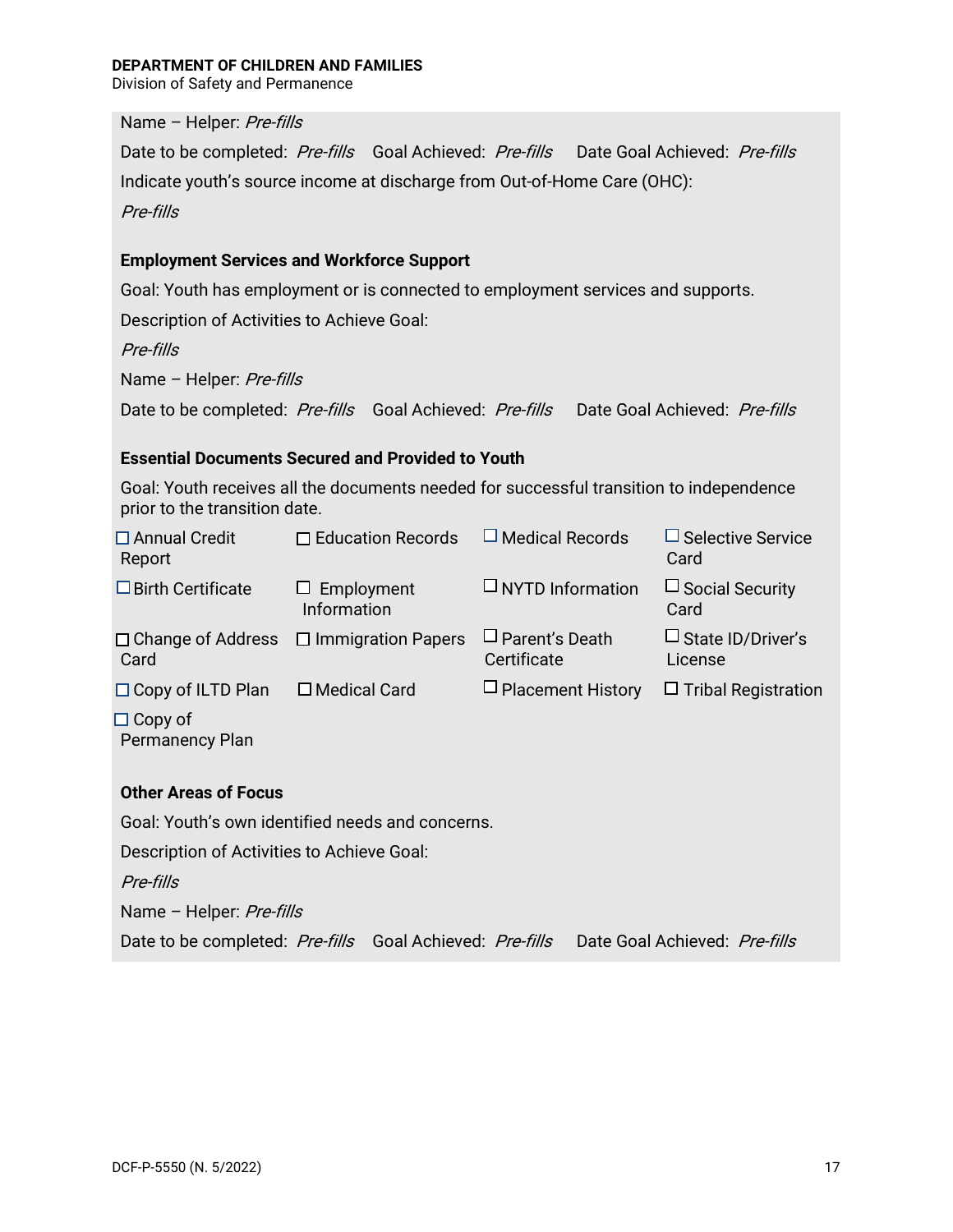Name – Helper: *Pre-fills*

Date to be completed: *Pre-fills* Goal Achieved: *Pre-fills* Date Goal Achieved: *Pre-fills*

Indicate youth's source income at discharge from Out-of-Home Care (OHC):

*Pre-fills*

**Employment Services and Workforce Support**

Goal: Youth has employment or is connected to employment services and supports.

Description of Activities to Achieve Goal:

*Pre-fills*

Name – Helper: *Pre-fills*

Date to be completed: *Pre-fills* Goal Achieved: *Pre-fills* Date Goal Achieved: *Pre-fills*

**Essential Documents Secured and Provided to Youth**

Goal: Youth receives all the documents needed for successful transition to independence prior to the transition date.

| | | | |
|---|---|---|---|
| ☐ Annual Credit Report | ☐ Education Records | ☐ Medical Records | ☐ Selective Service Card |
| ☐ Birth Certificate | ☐ Employment Information | ☐ NYTD Information | ☐ Social Security Card |
| ☐ Change of Address Card | ☐ Immigration Papers | ☐ Parent's Death Certificate | ☐ State ID/Driver's License |
| ☐ Copy of ILTD Plan | ☐ Medical Card | ☐ Placement History | ☐ Tribal Registration |
| ☐ Copy of Permanency Plan | | | |

**Other Areas of Focus**

Goal: Youth's own identified needs and concerns.

Description of Activities to Achieve Goal:

*Pre-fills*

Name – Helper: *Pre-fills*

Date to be completed: *Pre-fills* Goal Achieved: *Pre-fills* Date Goal Achieved: *Pre-fills*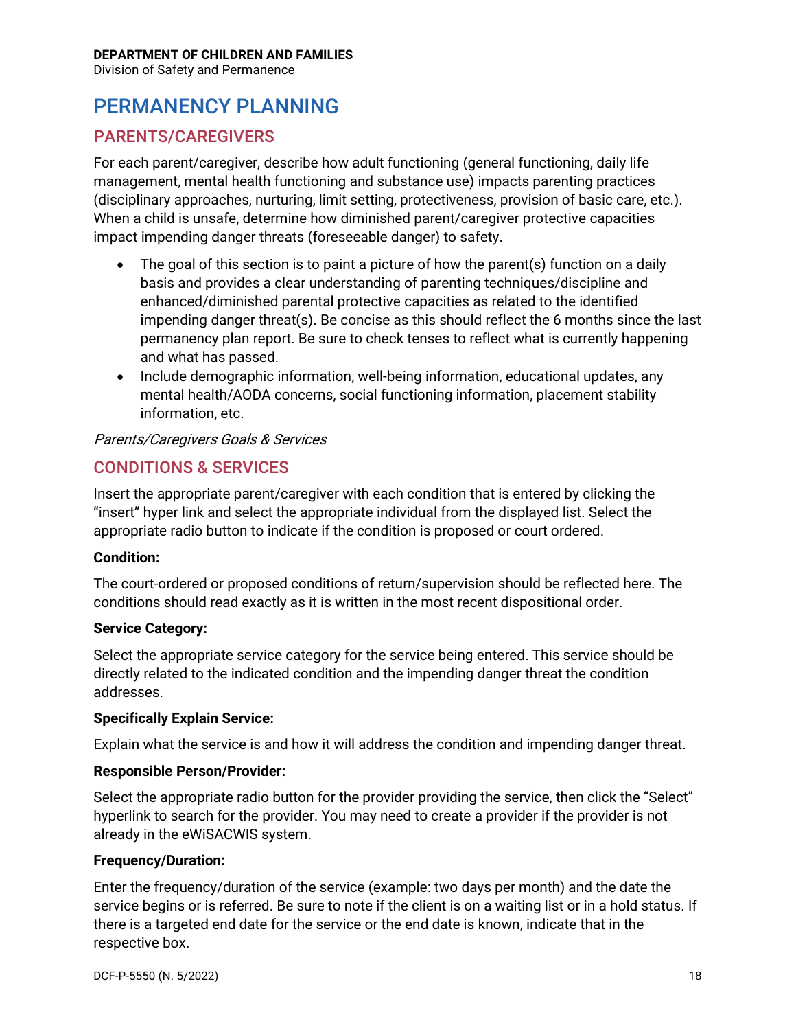# PERMANENCY PLANNING

## PARENTS/CAREGIVERS

For each parent/caregiver, describe how adult functioning (general functioning, daily life management, mental health functioning and substance use) impacts parenting practices (disciplinary approaches, nurturing, limit setting, protectiveness, provision of basic care, etc.). When a child is unsafe, determine how diminished parent/caregiver protective capacities impact impending danger threats (foreseeable danger) to safety.

- The goal of this section is to paint a picture of how the parent(s) function on a daily basis and provides a clear understanding of parenting techniques/discipline and enhanced/diminished parental protective capacities as related to the identified impending danger threat(s). Be concise as this should reflect the 6 months since the last permanency plan report. Be sure to check tenses to reflect what is currently happening and what has passed.
- Include demographic information, well-being information, educational updates, any mental health/AODA concerns, social functioning information, placement stability information, etc.

*Parents/Caregivers Goals & Services*

## CONDITIONS & SERVICES

Insert the appropriate parent/caregiver with each condition that is entered by clicking the "insert" hyper link and select the appropriate individual from the displayed list. Select the appropriate radio button to indicate if the condition is proposed or court ordered.

**Condition:**

The court-ordered or proposed conditions of return/supervision should be reflected here. The conditions should read exactly as it is written in the most recent dispositional order.

**Service Category:**

Select the appropriate service category for the service being entered. This service should be directly related to the indicated condition and the impending danger threat the condition addresses.

**Specifically Explain Service:**

Explain what the service is and how it will address the condition and impending danger threat.

**Responsible Person/Provider:**

Select the appropriate radio button for the provider providing the service, then click the "Select" hyperlink to search for the provider. You may need to create a provider if the provider is not already in the eWiSACWIS system.

**Frequency/Duration:**

Enter the frequency/duration of the service (example: two days per month) and the date the service begins or is referred. Be sure to note if the client is on a waiting list or in a hold status. If there is a targeted end date for the service or the end date is known, indicate that in the respective box.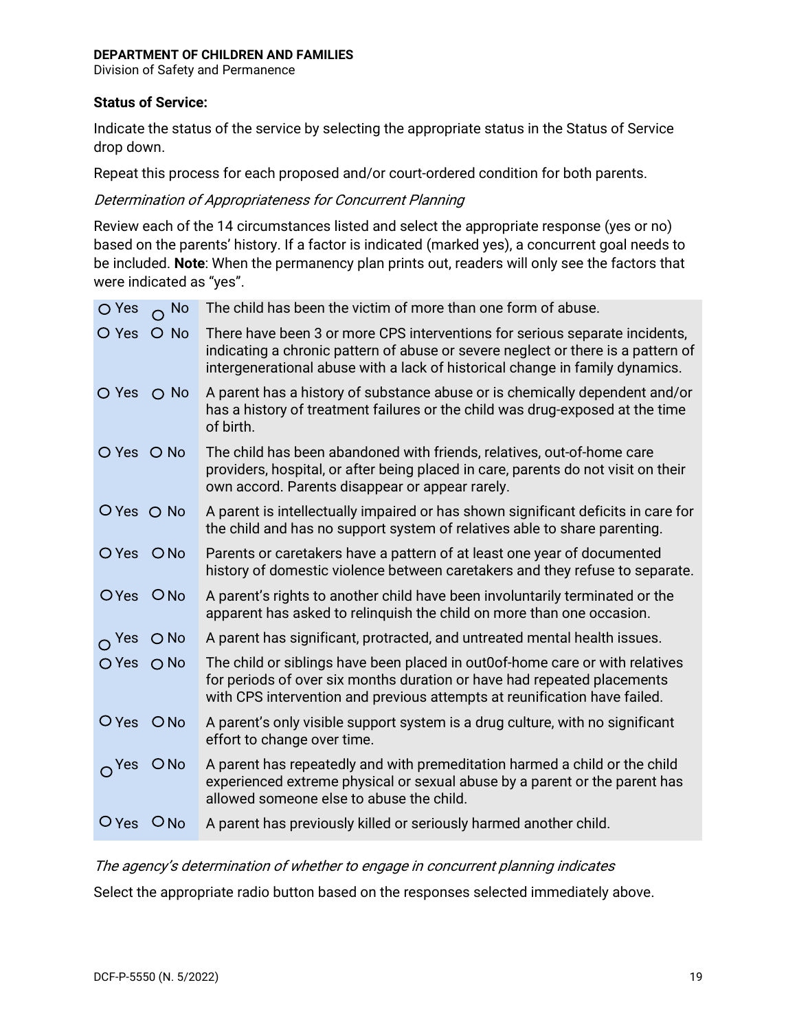**Status of Service:**

Indicate the status of the service by selecting the appropriate status in the Status of Service drop down.

Repeat this process for each proposed and/or court-ordered condition for both parents.

*Determination of Appropriateness for Concurrent Planning*

Review each of the 14 circumstances listed and select the appropriate response (yes or no) based on the parents' history. If a factor is indicated (marked yes), a concurrent goal needs to be included. **Note**: When the permanency plan prints out, readers will only see the factors that were indicated as "yes".

| | |
|---|---|
| ○ Yes ○ No | The child has been the victim of more than one form of abuse. |
| ○ Yes ○ No | There have been 3 or more CPS interventions for serious separate incidents, indicating a chronic pattern of abuse or severe neglect or there is a pattern of intergenerational abuse with a lack of historical change in family dynamics. |
| ○ Yes ○ No | A parent has a history of substance abuse or is chemically dependent and/or has a history of treatment failures or the child was drug-exposed at the time of birth. |
| ○ Yes ○ No | The child has been abandoned with friends, relatives, out-of-home care providers, hospital, or after being placed in care, parents do not visit on their own accord. Parents disappear or appear rarely. |
| ○ Yes ○ No | A parent is intellectually impaired or has shown significant deficits in care for the child and has no support system of relatives able to share parenting. |
| ○ Yes ○ No | Parents or caretakers have a pattern of at least one year of documented history of domestic violence between caretakers and they refuse to separate. |
| ○ Yes ○ No | A parent's rights to another child have been involuntarily terminated or the apparent has asked to relinquish the child on more than one occasion. |
| ○ Yes ○ No | A parent has significant, protracted, and untreated mental health issues. |
| ○ Yes ○ No | The child or siblings have been placed in out0of-home care or with relatives for periods of over six months duration or have had repeated placements with CPS intervention and previous attempts at reunification have failed. |
| ○ Yes ○ No | A parent's only visible support system is a drug culture, with no significant effort to change over time. |
| ○ Yes ○ No | A parent has repeatedly and with premeditation harmed a child or the child experienced extreme physical or sexual abuse by a parent or the parent has allowed someone else to abuse the child. |
| ○ Yes ○ No | A parent has previously killed or seriously harmed another child. |

*The agency's determination of whether to engage in concurrent planning indicates*

Select the appropriate radio button based on the responses selected immediately above.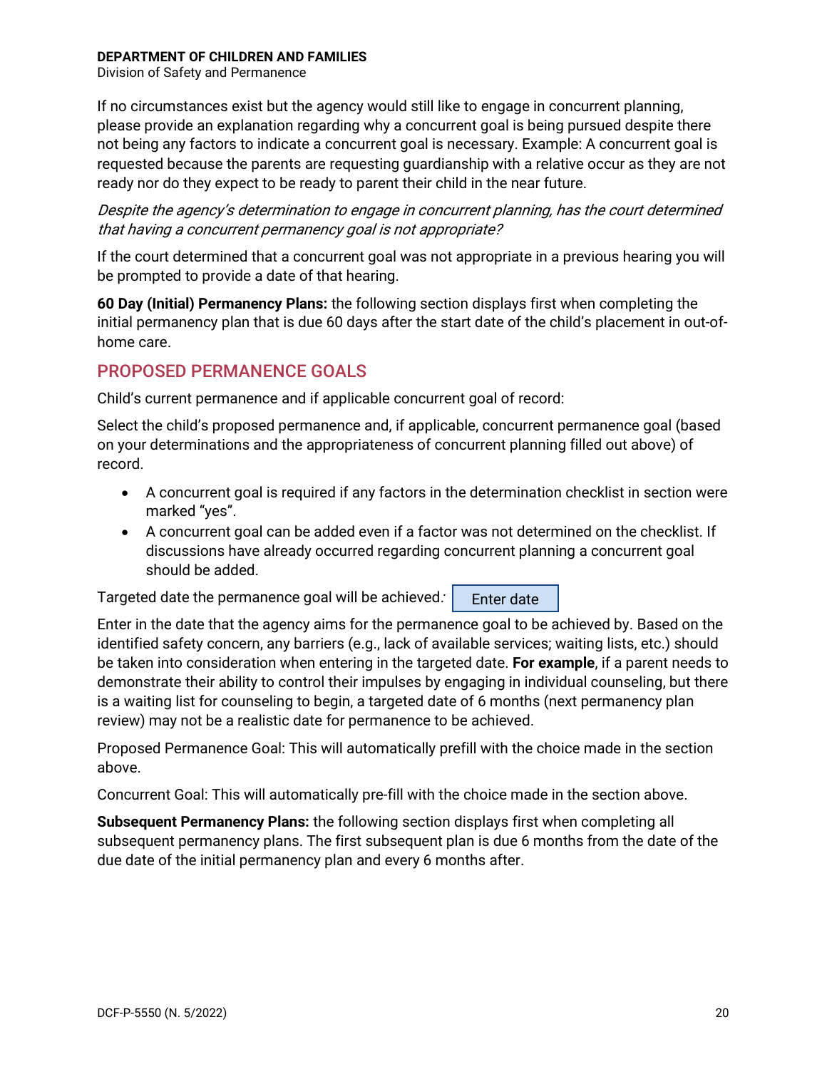If no circumstances exist but the agency would still like to engage in concurrent planning, please provide an explanation regarding why a concurrent goal is being pursued despite there not being any factors to indicate a concurrent goal is necessary. Example: A concurrent goal is requested because the parents are requesting guardianship with a relative occur as they are not ready nor do they expect to be ready to parent their child in the near future.

*Despite the agency's determination to engage in concurrent planning, has the court determined that having a concurrent permanency goal is not appropriate?*

If the court determined that a concurrent goal was not appropriate in a previous hearing you will be prompted to provide a date of that hearing.

**60 Day (Initial) Permanency Plans:** the following section displays first when completing the initial permanency plan that is due 60 days after the start date of the child's placement in out-of-home care.

## PROPOSED PERMANENCE GOALS

Child's current permanence and if applicable concurrent goal of record:

Select the child's proposed permanence and, if applicable, concurrent permanence goal (based on your determinations and the appropriateness of concurrent planning filled out above) of record.

- A concurrent goal is required if any factors in the determination checklist in section were marked "yes".
- A concurrent goal can be added even if a factor was not determined on the checklist. If discussions have already occurred regarding concurrent planning a concurrent goal should be added.

Targeted date the permanence goal will be achieved*:* Enter date

Enter in the date that the agency aims for the permanence goal to be achieved by. Based on the identified safety concern, any barriers (e.g., lack of available services; waiting lists, etc.) should be taken into consideration when entering in the targeted date. **For example**, if a parent needs to demonstrate their ability to control their impulses by engaging in individual counseling, but there is a waiting list for counseling to begin, a targeted date of 6 months (next permanency plan review) may not be a realistic date for permanence to be achieved.

Proposed Permanence Goal: This will automatically prefill with the choice made in the section above.

Concurrent Goal: This will automatically pre-fill with the choice made in the section above.

**Subsequent Permanency Plans:** the following section displays first when completing all subsequent permanency plans. The first subsequent plan is due 6 months from the date of the due date of the initial permanency plan and every 6 months after.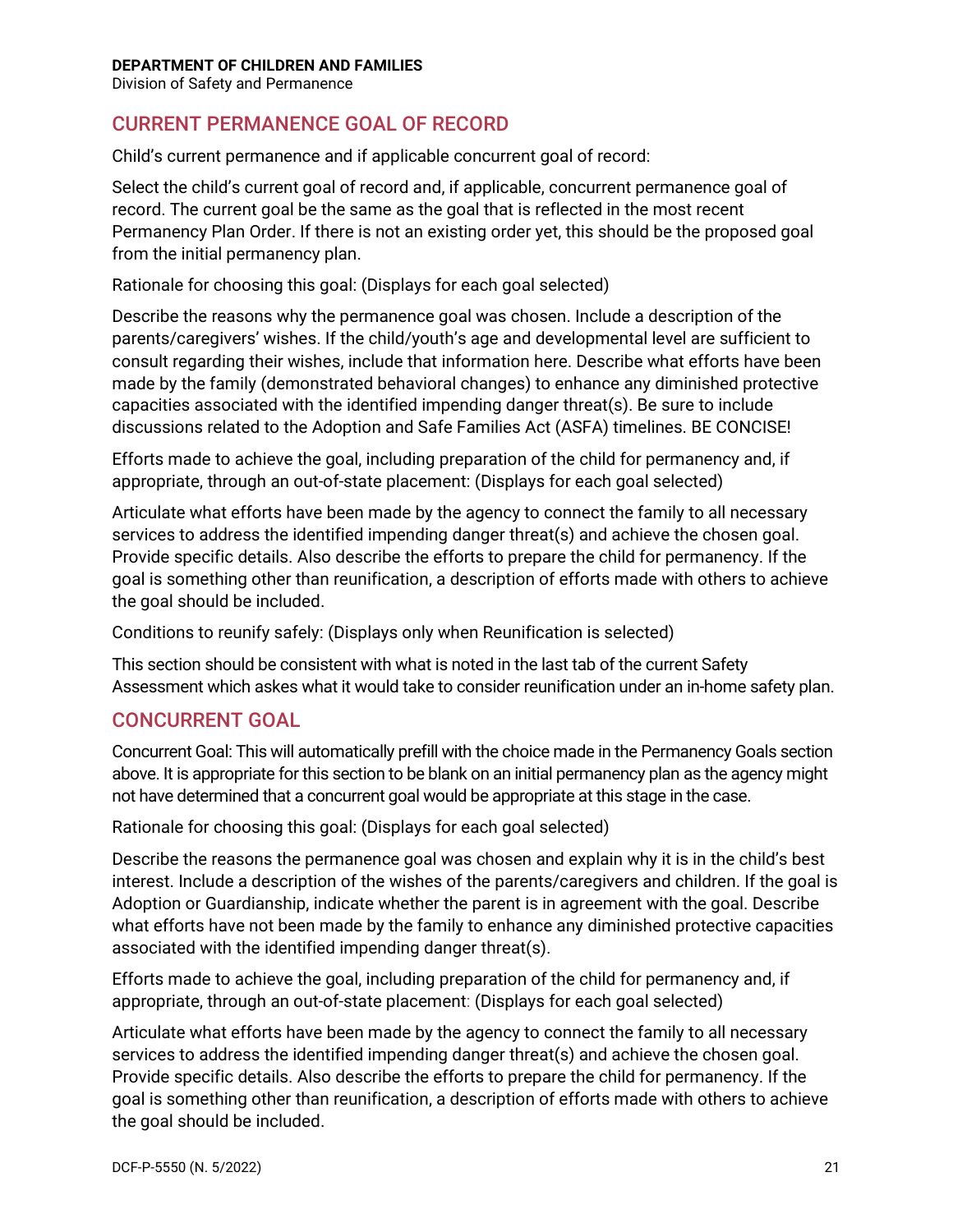## CURRENT PERMANENCE GOAL OF RECORD

Child's current permanence and if applicable concurrent goal of record:

Select the child's current goal of record and, if applicable, concurrent permanence goal of record. The current goal be the same as the goal that is reflected in the most recent Permanency Plan Order. If there is not an existing order yet, this should be the proposed goal from the initial permanency plan.

Rationale for choosing this goal: (Displays for each goal selected)

Describe the reasons why the permanence goal was chosen. Include a description of the parents/caregivers' wishes. If the child/youth's age and developmental level are sufficient to consult regarding their wishes, include that information here. Describe what efforts have been made by the family (demonstrated behavioral changes) to enhance any diminished protective capacities associated with the identified impending danger threat(s). Be sure to include discussions related to the Adoption and Safe Families Act (ASFA) timelines. BE CONCISE!

Efforts made to achieve the goal, including preparation of the child for permanency and, if appropriate, through an out-of-state placement: (Displays for each goal selected)

Articulate what efforts have been made by the agency to connect the family to all necessary services to address the identified impending danger threat(s) and achieve the chosen goal. Provide specific details. Also describe the efforts to prepare the child for permanency. If the goal is something other than reunification, a description of efforts made with others to achieve the goal should be included.

Conditions to reunify safely: (Displays only when Reunification is selected)

This section should be consistent with what is noted in the last tab of the current Safety Assessment which askes what it would take to consider reunification under an in-home safety plan.

## CONCURRENT GOAL

Concurrent Goal: This will automatically prefill with the choice made in the Permanency Goals section above. It is appropriate for this section to be blank on an initial permanency plan as the agency might not have determined that a concurrent goal would be appropriate at this stage in the case.

Rationale for choosing this goal: (Displays for each goal selected)

Describe the reasons the permanence goal was chosen and explain why it is in the child's best interest. Include a description of the wishes of the parents/caregivers and children. If the goal is Adoption or Guardianship, indicate whether the parent is in agreement with the goal. Describe what efforts have not been made by the family to enhance any diminished protective capacities associated with the identified impending danger threat(s).

Efforts made to achieve the goal, including preparation of the child for permanency and, if appropriate, through an out-of-state placement: (Displays for each goal selected)

Articulate what efforts have been made by the agency to connect the family to all necessary services to address the identified impending danger threat(s) and achieve the chosen goal. Provide specific details. Also describe the efforts to prepare the child for permanency. If the goal is something other than reunification, a description of efforts made with others to achieve the goal should be included.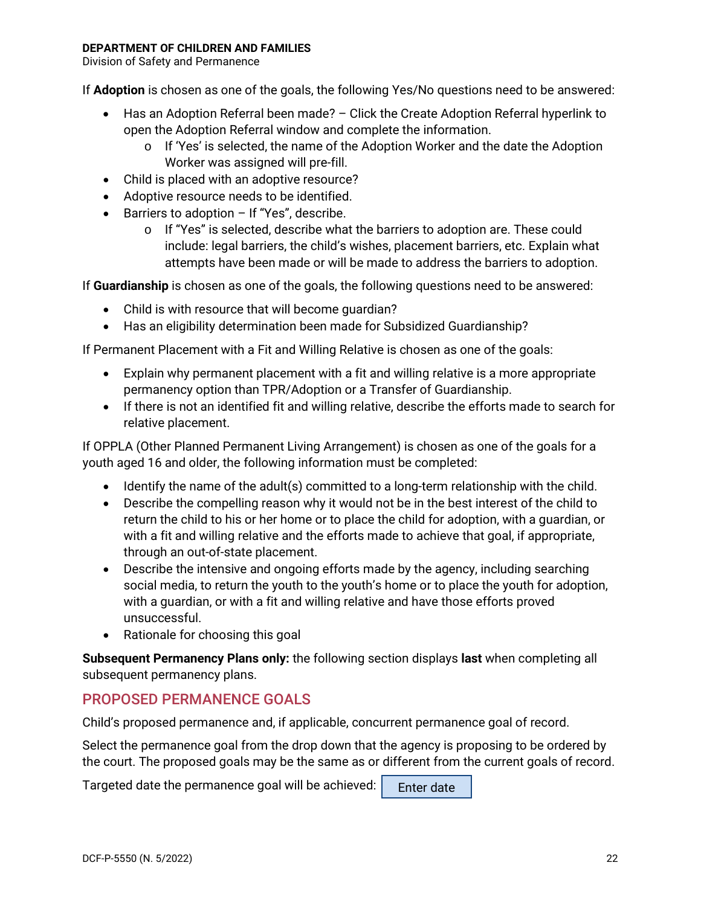If **Adoption** is chosen as one of the goals, the following Yes/No questions need to be answered:

- Has an Adoption Referral been made? – Click the Create Adoption Referral hyperlink to open the Adoption Referral window and complete the information.
  - If 'Yes' is selected, the name of the Adoption Worker and the date the Adoption Worker was assigned will pre-fill.
- Child is placed with an adoptive resource?
- Adoptive resource needs to be identified.
- Barriers to adoption – If "Yes", describe.
  - If "Yes" is selected, describe what the barriers to adoption are. These could include: legal barriers, the child's wishes, placement barriers, etc. Explain what attempts have been made or will be made to address the barriers to adoption.

If **Guardianship** is chosen as one of the goals, the following questions need to be answered:

- Child is with resource that will become guardian?
- Has an eligibility determination been made for Subsidized Guardianship?

If Permanent Placement with a Fit and Willing Relative is chosen as one of the goals:

- Explain why permanent placement with a fit and willing relative is a more appropriate permanency option than TPR/Adoption or a Transfer of Guardianship.
- If there is not an identified fit and willing relative, describe the efforts made to search for relative placement.

If OPPLA (Other Planned Permanent Living Arrangement) is chosen as one of the goals for a youth aged 16 and older, the following information must be completed:

- Identify the name of the adult(s) committed to a long-term relationship with the child.
- Describe the compelling reason why it would not be in the best interest of the child to return the child to his or her home or to place the child for adoption, with a guardian, or with a fit and willing relative and the efforts made to achieve that goal, if appropriate, through an out-of-state placement.
- Describe the intensive and ongoing efforts made by the agency, including searching social media, to return the youth to the youth's home or to place the youth for adoption, with a guardian, or with a fit and willing relative and have those efforts proved unsuccessful.
- Rationale for choosing this goal

**Subsequent Permanency Plans only:** the following section displays **last** when completing all subsequent permanency plans.

## PROPOSED PERMANENCE GOALS

Child's proposed permanence and, if applicable, concurrent permanence goal of record.

Select the permanence goal from the drop down that the agency is proposing to be ordered by the court. The proposed goals may be the same as or different from the current goals of record.

Targeted date the permanence goal will be achieved: Enter date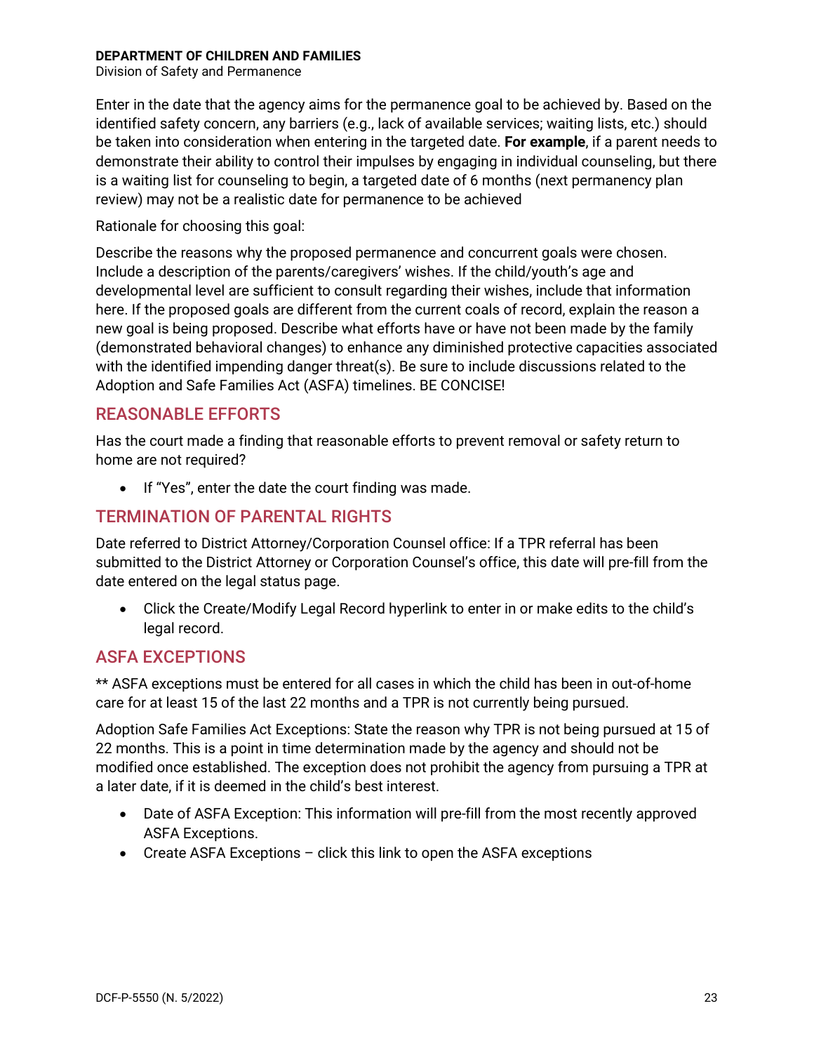Enter in the date that the agency aims for the permanence goal to be achieved by. Based on the identified safety concern, any barriers (e.g., lack of available services; waiting lists, etc.) should be taken into consideration when entering in the targeted date. **For example**, if a parent needs to demonstrate their ability to control their impulses by engaging in individual counseling, but there is a waiting list for counseling to begin, a targeted date of 6 months (next permanency plan review) may not be a realistic date for permanence to be achieved

Rationale for choosing this goal:

Describe the reasons why the proposed permanence and concurrent goals were chosen. Include a description of the parents/caregivers' wishes. If the child/youth's age and developmental level are sufficient to consult regarding their wishes, include that information here. If the proposed goals are different from the current coals of record, explain the reason a new goal is being proposed. Describe what efforts have or have not been made by the family (demonstrated behavioral changes) to enhance any diminished protective capacities associated with the identified impending danger threat(s). Be sure to include discussions related to the Adoption and Safe Families Act (ASFA) timelines. BE CONCISE!

## REASONABLE EFFORTS

Has the court made a finding that reasonable efforts to prevent removal or safety return to home are not required?

- If "Yes", enter the date the court finding was made.

## TERMINATION OF PARENTAL RIGHTS

Date referred to District Attorney/Corporation Counsel office: If a TPR referral has been submitted to the District Attorney or Corporation Counsel's office, this date will pre-fill from the date entered on the legal status page.

- Click the Create/Modify Legal Record hyperlink to enter in or make edits to the child's legal record.

## ASFA EXCEPTIONS

** ASFA exceptions must be entered for all cases in which the child has been in out-of-home care for at least 15 of the last 22 months and a TPR is not currently being pursued.

Adoption Safe Families Act Exceptions: State the reason why TPR is not being pursued at 15 of 22 months. This is a point in time determination made by the agency and should not be modified once established. The exception does not prohibit the agency from pursuing a TPR at a later date, if it is deemed in the child's best interest.

- Date of ASFA Exception: This information will pre-fill from the most recently approved ASFA Exceptions.
- Create ASFA Exceptions – click this link to open the ASFA exceptions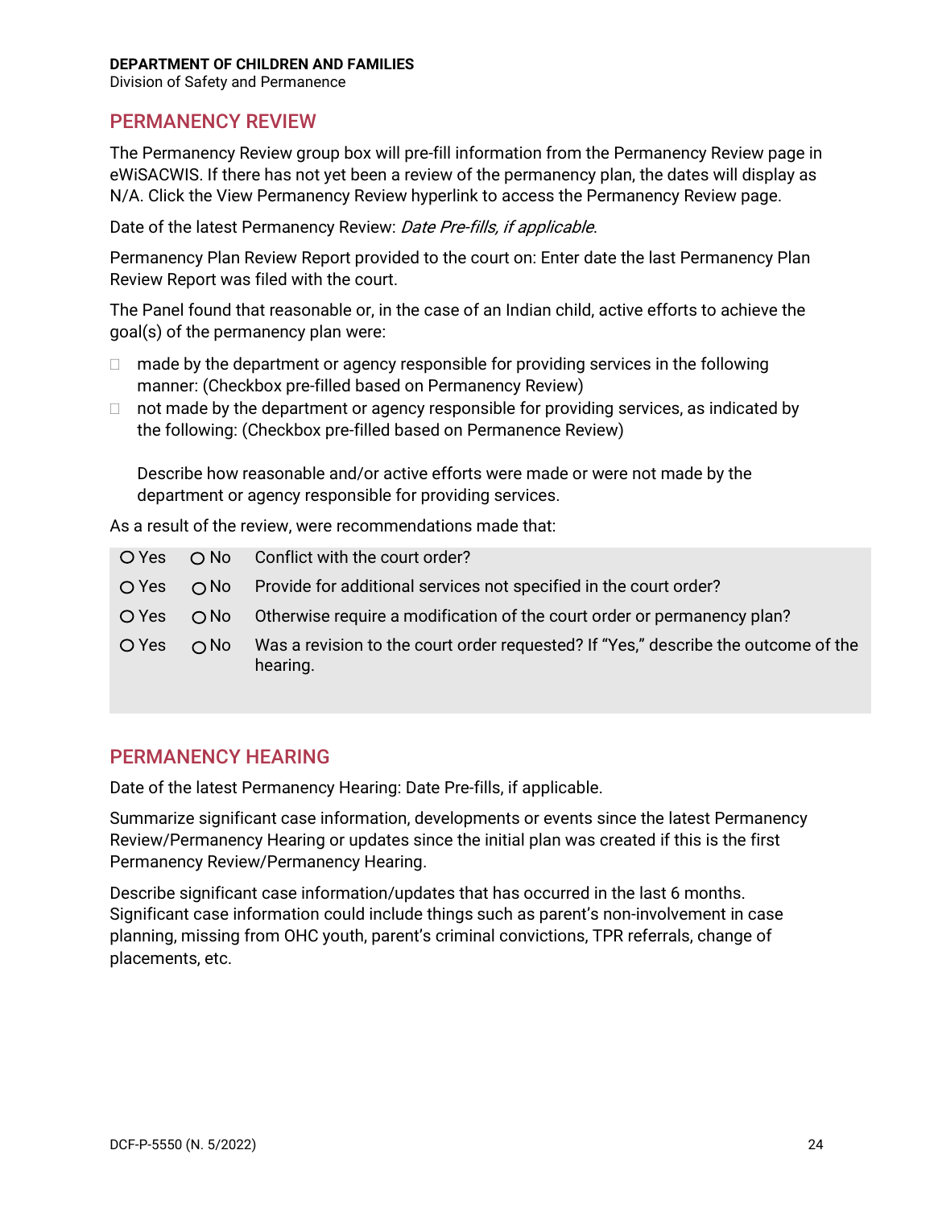**DEPARTMENT OF CHILDREN AND FAMILIES**
Division of Safety and Permanence

## PERMANENCY REVIEW

The Permanency Review group box will pre-fill information from the Permanency Review page in eWiSACWIS. If there has not yet been a review of the permanency plan, the dates will display as N/A. Click the View Permanency Review hyperlink to access the Permanency Review page.

Date of the latest Permanency Review: *Date Pre-fills, if applicable*.

Permanency Plan Review Report provided to the court on: Enter date the last Permanency Plan Review Report was filed with the court.

The Panel found that reasonable or, in the case of an Indian child, active efforts to achieve the goal(s) of the permanency plan were:

- ☐ made by the department or agency responsible for providing services in the following manner: (Checkbox pre-filled based on Permanency Review)
- ☐ not made by the department or agency responsible for providing services, as indicated by the following: (Checkbox pre-filled based on Permanence Review)

  Describe how reasonable and/or active efforts were made or were not made by the department or agency responsible for providing services.

As a result of the review, were recommendations made that:

| | | |
|---|---|---|
| ○ Yes | ○ No | Conflict with the court order? |
| ○ Yes | ○ No | Provide for additional services not specified in the court order? |
| ○ Yes | ○ No | Otherwise require a modification of the court order or permanency plan? |
| ○ Yes | ○ No | Was a revision to the court order requested? If "Yes," describe the outcome of the hearing. |

## PERMANENCY HEARING

Date of the latest Permanency Hearing: Date Pre-fills, if applicable.

Summarize significant case information, developments or events since the latest Permanency Review/Permanency Hearing or updates since the initial plan was created if this is the first Permanency Review/Permanency Hearing.

Describe significant case information/updates that has occurred in the last 6 months. Significant case information could include things such as parent's non-involvement in case planning, missing from OHC youth, parent's criminal convictions, TPR referrals, change of placements, etc.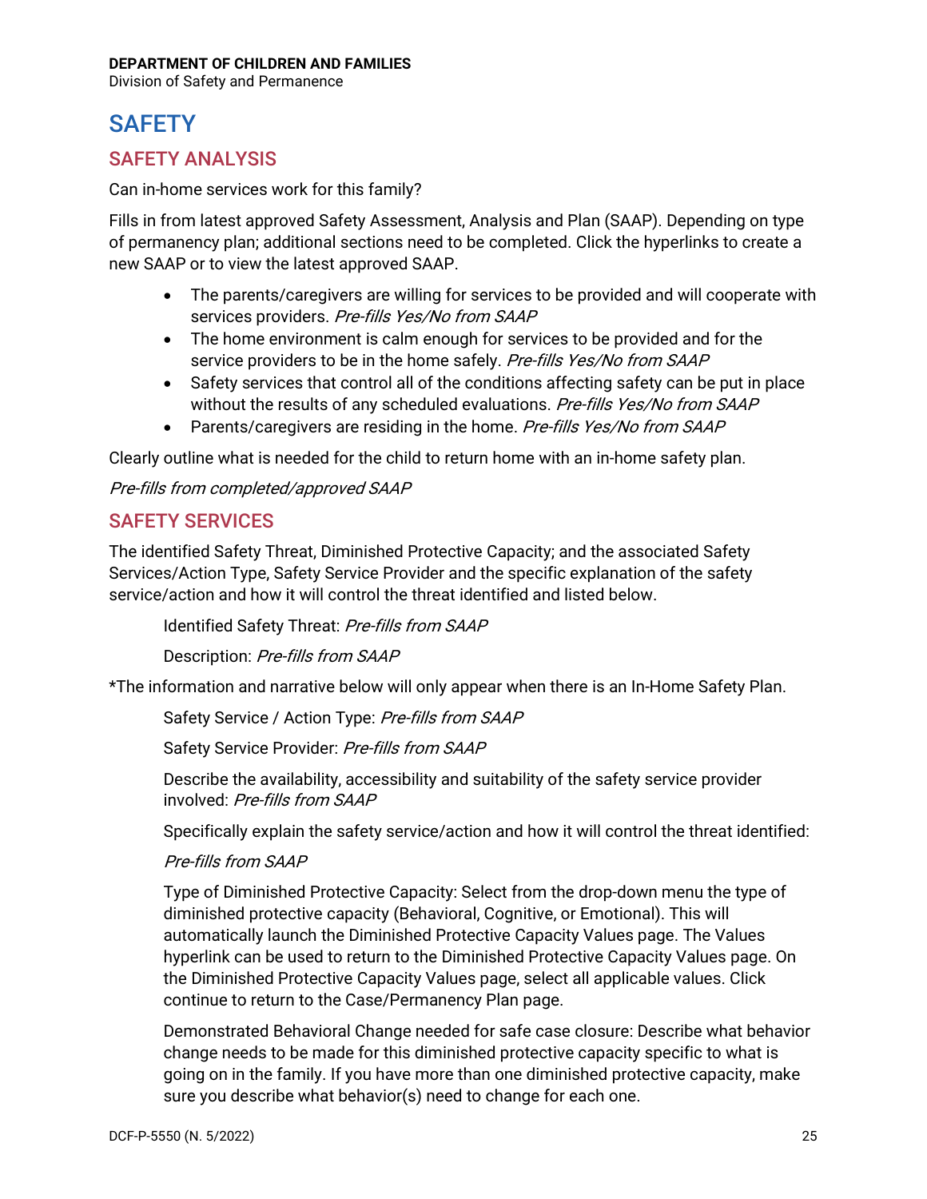# SAFETY

## SAFETY ANALYSIS

Can in-home services work for this family?

Fills in from latest approved Safety Assessment, Analysis and Plan (SAAP). Depending on type of permanency plan; additional sections need to be completed. Click the hyperlinks to create a new SAAP or to view the latest approved SAAP.

- The parents/caregivers are willing for services to be provided and will cooperate with services providers. *Pre-fills Yes/No from SAAP*
- The home environment is calm enough for services to be provided and for the service providers to be in the home safely. *Pre-fills Yes/No from SAAP*
- Safety services that control all of the conditions affecting safety can be put in place without the results of any scheduled evaluations. *Pre-fills Yes/No from SAAP*
- Parents/caregivers are residing in the home. *Pre-fills Yes/No from SAAP*

Clearly outline what is needed for the child to return home with an in-home safety plan.

*Pre-fills from completed/approved SAAP*

## SAFETY SERVICES

The identified Safety Threat, Diminished Protective Capacity; and the associated Safety Services/Action Type, Safety Service Provider and the specific explanation of the safety service/action and how it will control the threat identified and listed below.

Identified Safety Threat: *Pre-fills from SAAP*

Description: *Pre-fills from SAAP*

*The information and narrative below will only appear when there is an In-Home Safety Plan.

Safety Service / Action Type: *Pre-fills from SAAP*

Safety Service Provider: *Pre-fills from SAAP*

Describe the availability, accessibility and suitability of the safety service provider involved: *Pre-fills from SAAP*

Specifically explain the safety service/action and how it will control the threat identified:

*Pre-fills from SAAP*

Type of Diminished Protective Capacity: Select from the drop-down menu the type of diminished protective capacity (Behavioral, Cognitive, or Emotional). This will automatically launch the Diminished Protective Capacity Values page. The Values hyperlink can be used to return to the Diminished Protective Capacity Values page. On the Diminished Protective Capacity Values page, select all applicable values. Click continue to return to the Case/Permanency Plan page.

Demonstrated Behavioral Change needed for safe case closure: Describe what behavior change needs to be made for this diminished protective capacity specific to what is going on in the family. If you have more than one diminished protective capacity, make sure you describe what behavior(s) need to change for each one.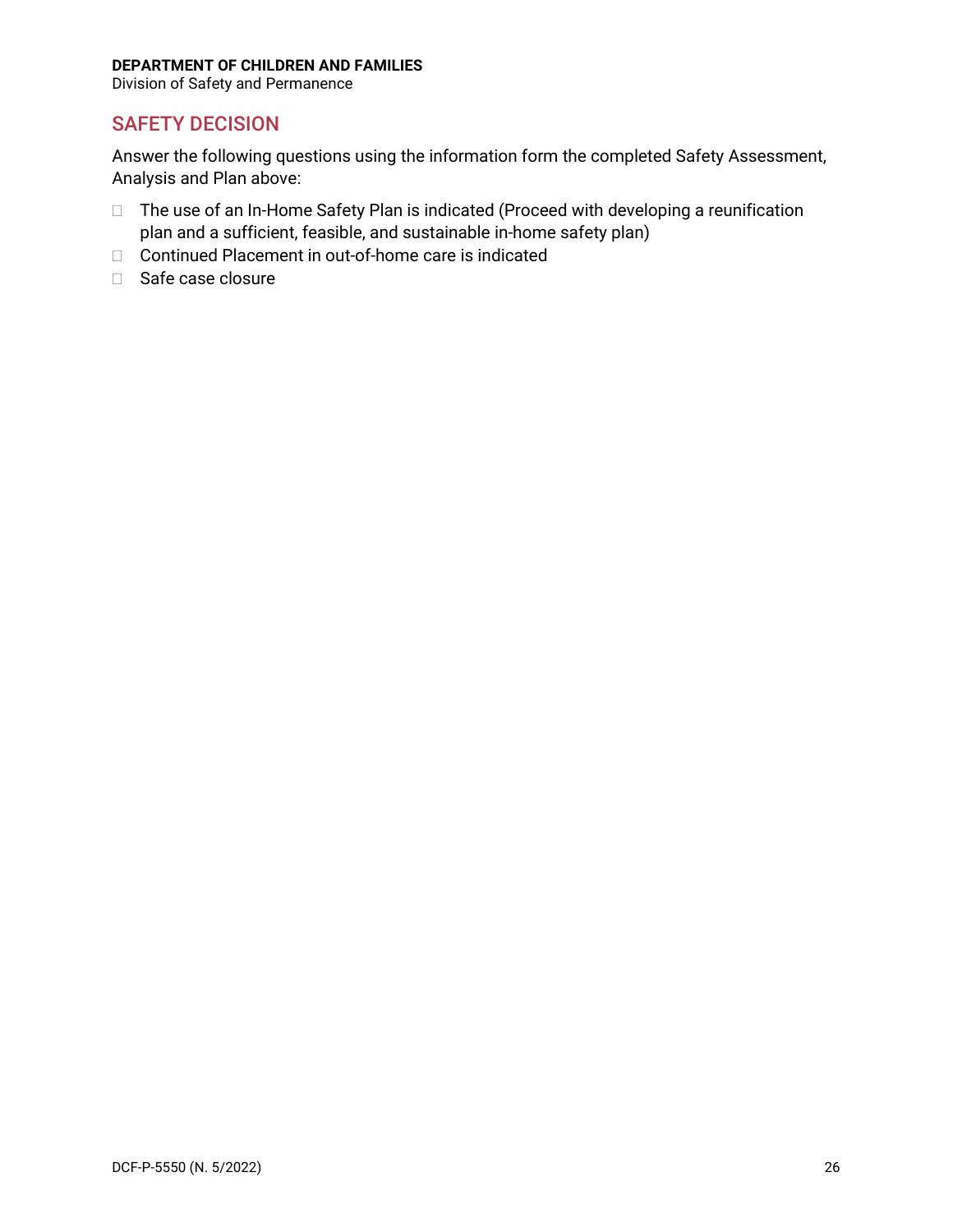## SAFETY DECISION

Answer the following questions using the information form the completed Safety Assessment, Analysis and Plan above:

- ☐ The use of an In-Home Safety Plan is indicated (Proceed with developing a reunification plan and a sufficient, feasible, and sustainable in-home safety plan)
- ☐ Continued Placement in out-of-home care is indicated
- ☐ Safe case closure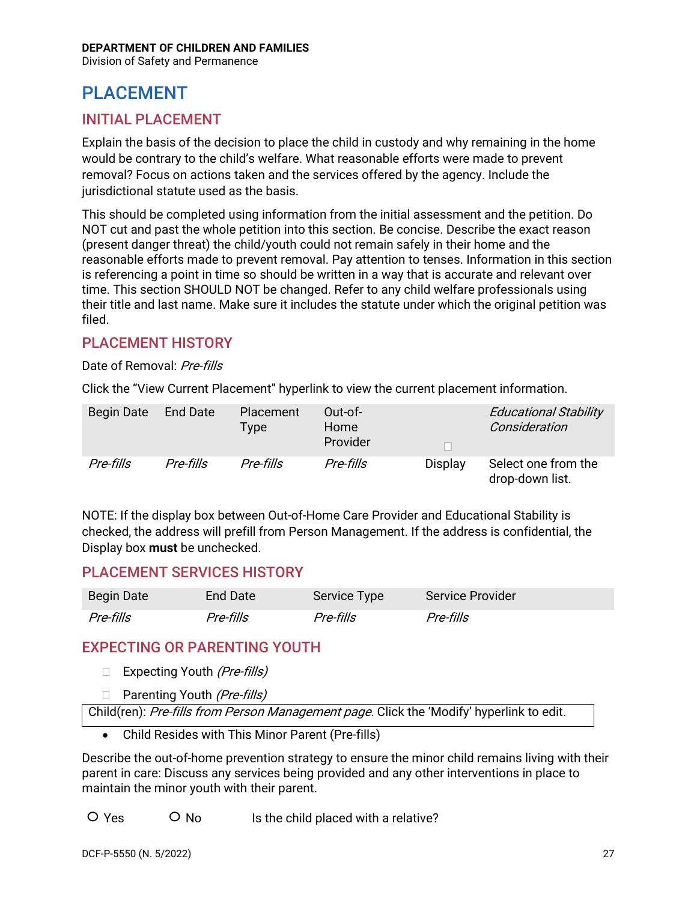**DEPARTMENT OF CHILDREN AND FAMILIES**
Division of Safety and Permanence

# PLACEMENT

## INITIAL PLACEMENT

Explain the basis of the decision to place the child in custody and why remaining in the home would be contrary to the child's welfare. What reasonable efforts were made to prevent removal? Focus on actions taken and the services offered by the agency. Include the jurisdictional statute used as the basis.

This should be completed using information from the initial assessment and the petition. Do NOT cut and past the whole petition into this section. Be concise. Describe the exact reason (present danger threat) the child/youth could not remain safely in their home and the reasonable efforts made to prevent removal. Pay attention to tenses. Information in this section is referencing a point in time so should be written in a way that is accurate and relevant over time. This section SHOULD NOT be changed. Refer to any child welfare professionals using their title and last name. Make sure it includes the statute under which the original petition was filed.

## PLACEMENT HISTORY

Date of Removal: *Pre-fills*

Click the "View Current Placement" hyperlink to view the current placement information.

| Begin Date | End Date | Placement Type | Out-of-Home Provider | ☐ | *Educational Stability Consideration* |
|---|---|---|---|---|---|
| *Pre-fills* | *Pre-fills* | *Pre-fills* | *Pre-fills* | Display | Select one from the drop-down list. |

NOTE: If the display box between Out-of-Home Care Provider and Educational Stability is checked, the address will prefill from Person Management. If the address is confidential, the Display box **must** be unchecked.

## PLACEMENT SERVICES HISTORY

| Begin Date | End Date | Service Type | Service Provider |
|---|---|---|---|
| *Pre-fills* | *Pre-fills* | *Pre-fills* | *Pre-fills* |

## EXPECTING OR PARENTING YOUTH

☐ Expecting Youth *(Pre-fills)*

☐ Parenting Youth *(Pre-fills)*

| Child(ren): *Pre-fills from Person Management page*. Click the 'Modify' hyperlink to edit. |
|---|

- Child Resides with This Minor Parent (Pre-fills)

Describe the out-of-home prevention strategy to ensure the minor child remains living with their parent in care: Discuss any services being provided and any other interventions in place to maintain the minor youth with their parent.

○ Yes ○ No Is the child placed with a relative?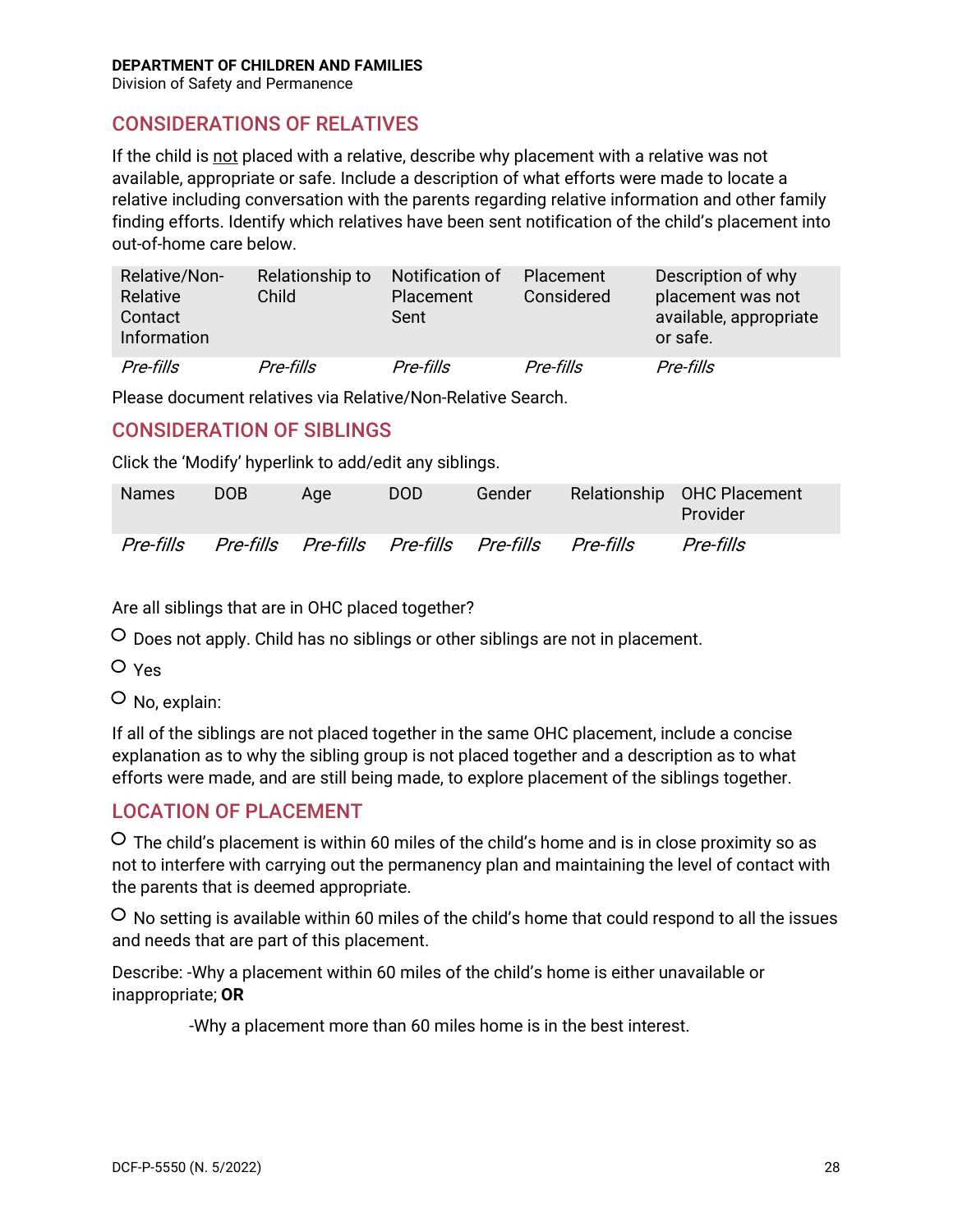## CONSIDERATIONS OF RELATIVES

If the child is <u>not</u> placed with a relative, describe why placement with a relative was not available, appropriate or safe. Include a description of what efforts were made to locate a relative including conversation with the parents regarding relative information and other family finding efforts. Identify which relatives have been sent notification of the child's placement into out-of-home care below.

| Relative/Non-Relative Contact Information | Relationship to Child | Notification of Placement Sent | Placement Considered | Description of why placement was not available, appropriate or safe. |
|---|---|---|---|---|
| *Pre-fills* | *Pre-fills* | *Pre-fills* | *Pre-fills* | *Pre-fills* |

Please document relatives via Relative/Non-Relative Search.

## CONSIDERATION OF SIBLINGS

Click the 'Modify' hyperlink to add/edit any siblings.

| Names | DOB | Age | DOD | Gender | Relationship | OHC Placement Provider |
|---|---|---|---|---|---|---|
| *Pre-fills* | *Pre-fills* | *Pre-fills* | *Pre-fills* | *Pre-fills* | *Pre-fills* | *Pre-fills* |

Are all siblings that are in OHC placed together?

○ Does not apply. Child has no siblings or other siblings are not in placement.

○ Yes

○ No, explain:

If all of the siblings are not placed together in the same OHC placement, include a concise explanation as to why the sibling group is not placed together and a description as to what efforts were made, and are still being made, to explore placement of the siblings together.

## LOCATION OF PLACEMENT

○ The child's placement is within 60 miles of the child's home and is in close proximity so as not to interfere with carrying out the permanency plan and maintaining the level of contact with the parents that is deemed appropriate.

○ No setting is available within 60 miles of the child's home that could respond to all the issues and needs that are part of this placement.

Describe: -Why a placement within 60 miles of the child's home is either unavailable or inappropriate; **OR**

-Why a placement more than 60 miles home is in the best interest.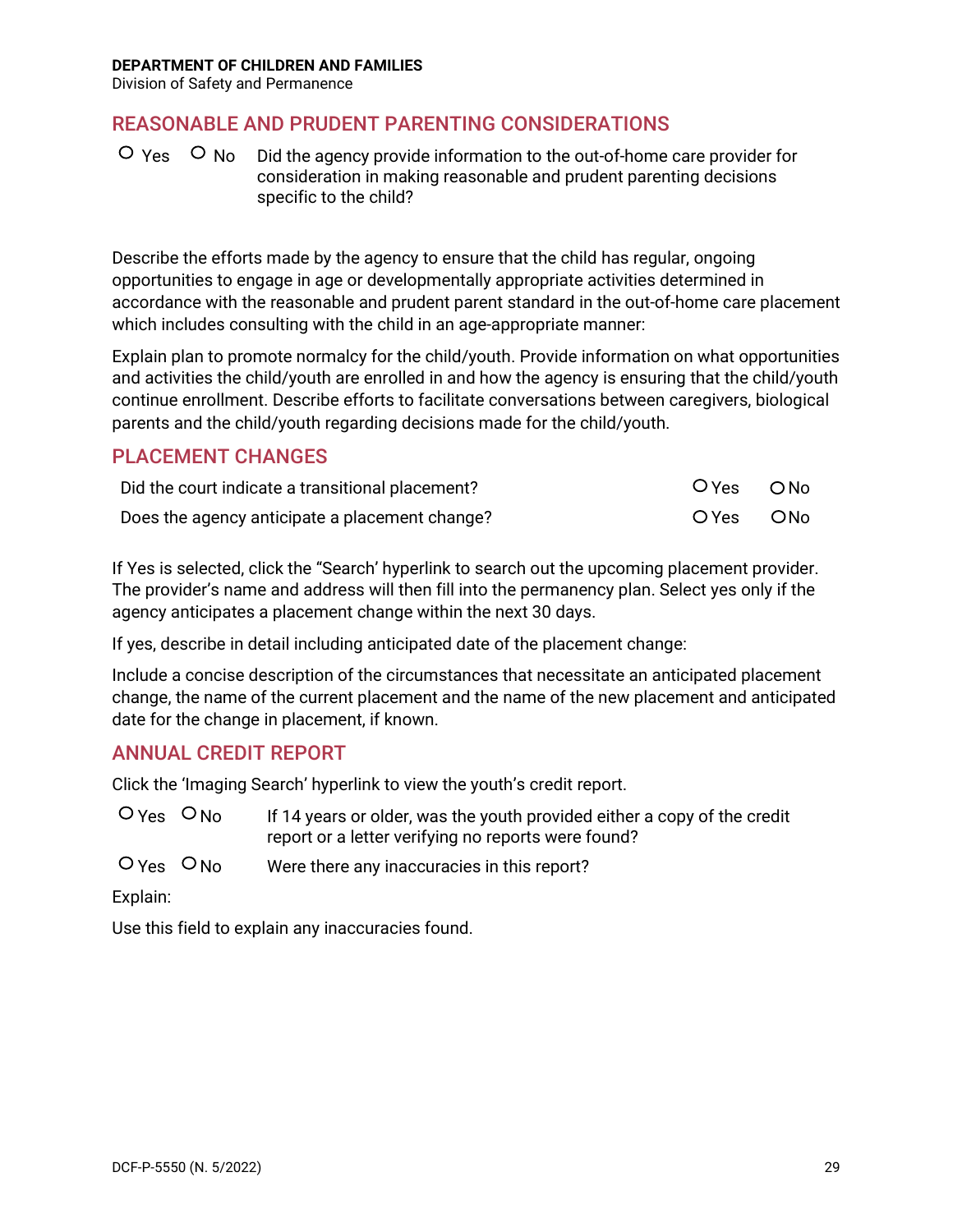## REASONABLE AND PRUDENT PARENTING CONSIDERATIONS

○ Yes ○ No Did the agency provide information to the out-of-home care provider for consideration in making reasonable and prudent parenting decisions specific to the child?

Describe the efforts made by the agency to ensure that the child has regular, ongoing opportunities to engage in age or developmentally appropriate activities determined in accordance with the reasonable and prudent parent standard in the out-of-home care placement which includes consulting with the child in an age-appropriate manner:

Explain plan to promote normalcy for the child/youth. Provide information on what opportunities and activities the child/youth are enrolled in and how the agency is ensuring that the child/youth continue enrollment. Describe efforts to facilitate conversations between caregivers, biological parents and the child/youth regarding decisions made for the child/youth.

## PLACEMENT CHANGES

| | | |
|---|---|---|
| Did the court indicate a transitional placement? | ○ Yes | ○ No |
| Does the agency anticipate a placement change? | ○ Yes | ○ No |

If Yes is selected, click the "Search' hyperlink to search out the upcoming placement provider. The provider's name and address will then fill into the permanency plan. Select yes only if the agency anticipates a placement change within the next 30 days.

If yes, describe in detail including anticipated date of the placement change:

Include a concise description of the circumstances that necessitate an anticipated placement change, the name of the current placement and the name of the new placement and anticipated date for the change in placement, if known.

## ANNUAL CREDIT REPORT

Click the 'Imaging Search' hyperlink to view the youth's credit report.

○ Yes ○ No If 14 years or older, was the youth provided either a copy of the credit report or a letter verifying no reports were found?

○ Yes ○ No Were there any inaccuracies in this report?

Explain:

Use this field to explain any inaccuracies found.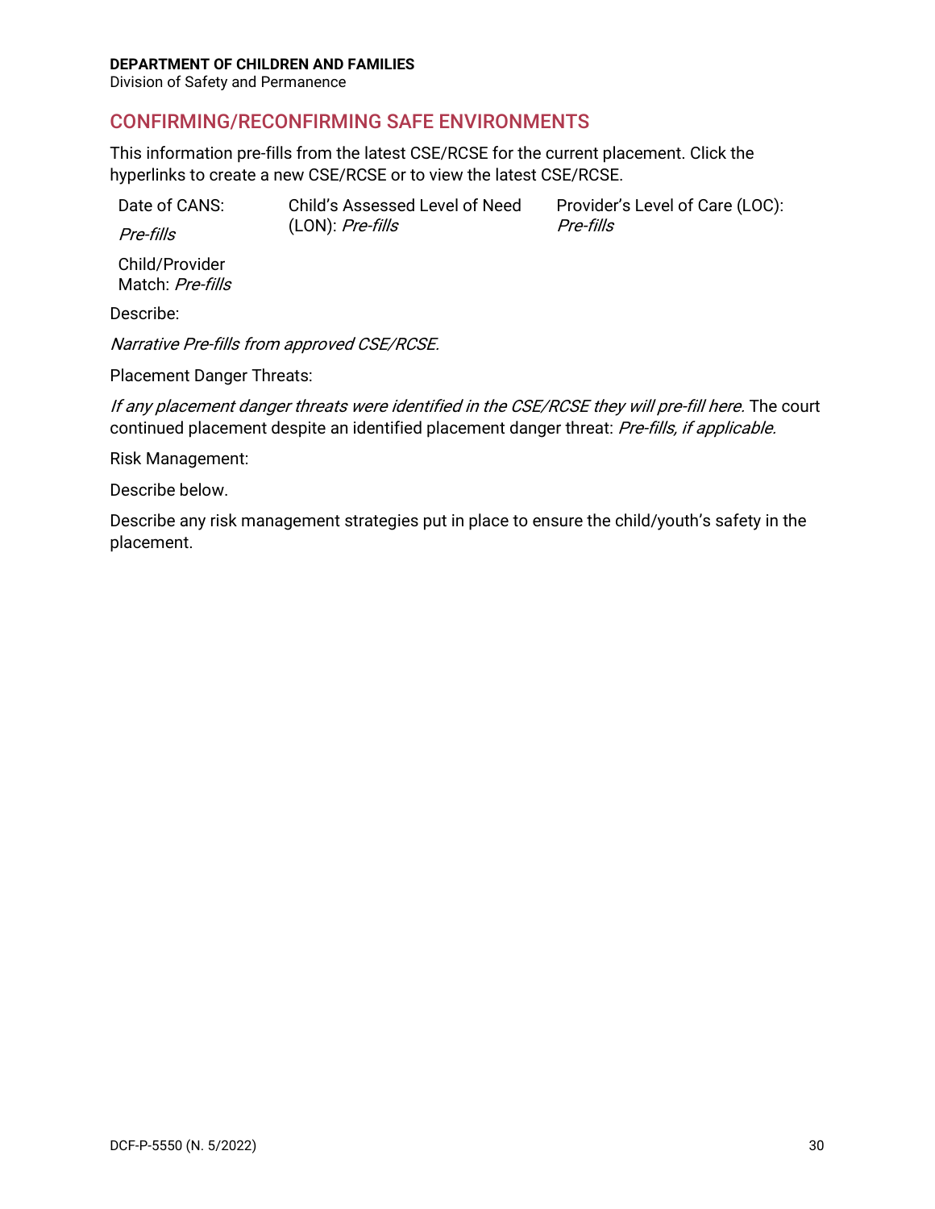## CONFIRMING/RECONFIRMING SAFE ENVIRONMENTS

This information pre-fills from the latest CSE/RCSE for the current placement. Click the hyperlinks to create a new CSE/RCSE or to view the latest CSE/RCSE.

Date of CANS: *Pre-fills*

Child's Assessed Level of Need (LON): *Pre-fills*

Provider's Level of Care (LOC): *Pre-fills*

Child/Provider Match: *Pre-fills*

Describe:

*Narrative Pre-fills from approved CSE/RCSE.*

Placement Danger Threats:

*If any placement danger threats were identified in the CSE/RCSE they will pre-fill here.* The court continued placement despite an identified placement danger threat: *Pre-fills, if applicable.*

Risk Management:

Describe below.

Describe any risk management strategies put in place to ensure the child/youth's safety in the placement.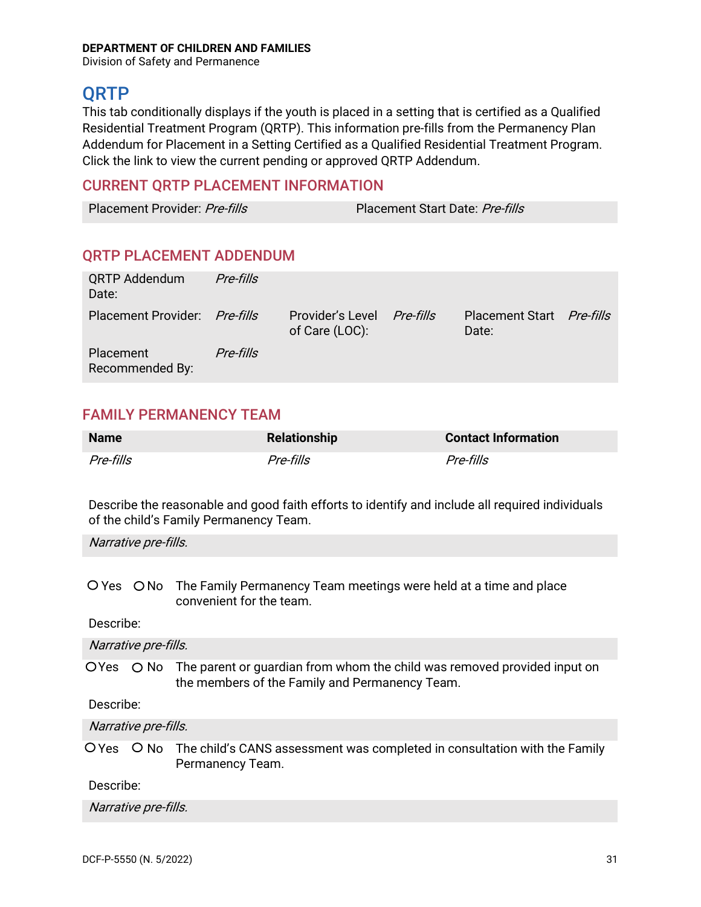# QRTP

This tab conditionally displays if the youth is placed in a setting that is certified as a Qualified Residential Treatment Program (QRTP). This information pre-fills from the Permanency Plan Addendum for Placement in a Setting Certified as a Qualified Residential Treatment Program. Click the link to view the current pending or approved QRTP Addendum.

## CURRENT QRTP PLACEMENT INFORMATION

| Placement Provider: *Pre-fills* | Placement Start Date: *Pre-fills* |
|---|---|

## QRTP PLACEMENT ADDENDUM

| QRTP Addendum Date: | *Pre-fills* | | | | |
|---|---|---|---|---|---|
| Placement Provider: | *Pre-fills* | Provider's Level of Care (LOC): | *Pre-fills* | Placement Start Date: | *Pre-fills* |
| Placement Recommended By: | *Pre-fills* | | | | |

## FAMILY PERMANENCY TEAM

| Name | Relationship | Contact Information |
|---|---|---|
| *Pre-fills* | *Pre-fills* | *Pre-fills* |

Describe the reasonable and good faith efforts to identify and include all required individuals of the child's Family Permanency Team.

*Narrative pre-fills.*

○ Yes ○ No The Family Permanency Team meetings were held at a time and place convenient for the team.

Describe:

*Narrative pre-fills.*

○ Yes ○ No The parent or guardian from whom the child was removed provided input on the members of the Family and Permanency Team.

Describe:

*Narrative pre-fills.*

○ Yes ○ No The child's CANS assessment was completed in consultation with the Family Permanency Team.

Describe:

*Narrative pre-fills.*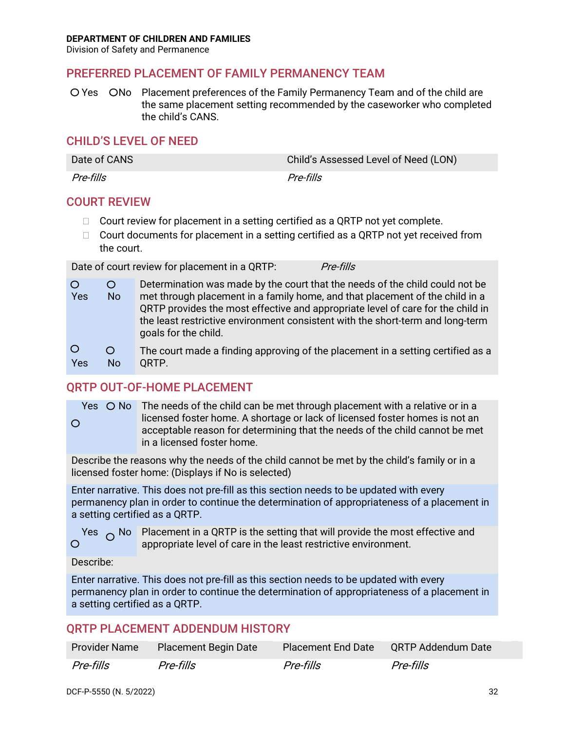**DEPARTMENT OF CHILDREN AND FAMILIES**
Division of Safety and Permanence

## PREFERRED PLACEMENT OF FAMILY PERMANENCY TEAM

○ Yes ○ No Placement preferences of the Family Permanency Team and of the child are the same placement setting recommended by the caseworker who completed the child's CANS.

## CHILD'S LEVEL OF NEED

| Date of CANS | Child's Assessed Level of Need (LON) |
|---|---|
| *Pre-fills* | *Pre-fills* |

## COURT REVIEW

- ☐ Court review for placement in a setting certified as a QRTP not yet complete.
- ☐ Court documents for placement in a setting certified as a QRTP not yet received from the court.

| Date of court review for placement in a QRTP: *Pre-fills* | | |
|---|---|---|
| ○ Yes | ○ No | Determination was made by the court that the needs of the child could not be met through placement in a family home, and that placement of the child in a QRTP provides the most effective and appropriate level of care for the child in the least restrictive environment consistent with the short-term and long-term goals for the child. |
| ○ Yes | ○ No | The court made a finding approving of the placement in a setting certified as a QRTP. |

## QRTP OUT-OF-HOME PLACEMENT

| | | |
|---|---|---|
| ○ Yes | ○ No | The needs of the child can be met through placement with a relative or in a licensed foster home. A shortage or lack of licensed foster homes is not an acceptable reason for determining that the needs of the child cannot be met in a licensed foster home. |
| Describe the reasons why the needs of the child cannot be met by the child's family or in a licensed foster home: (Displays if No is selected) | | |
| Enter narrative. This does not pre-fill as this section needs to be updated with every permanency plan in order to continue the determination of appropriateness of a placement in a setting certified as a QRTP. | | |
| ○ Yes | ○ No | Placement in a QRTP is the setting that will provide the most effective and appropriate level of care in the least restrictive environment. |
| Describe: | | |
| Enter narrative. This does not pre-fill as this section needs to be updated with every permanency plan in order to continue the determination of appropriateness of a placement in a setting certified as a QRTP. | | |

## QRTP PLACEMENT ADDENDUM HISTORY

| Provider Name | Placement Begin Date | Placement End Date | QRTP Addendum Date |
|---|---|---|---|
| *Pre-fills* | *Pre-fills* | *Pre-fills* | *Pre-fills* |

DCF-P-5550 (N. 5/2022)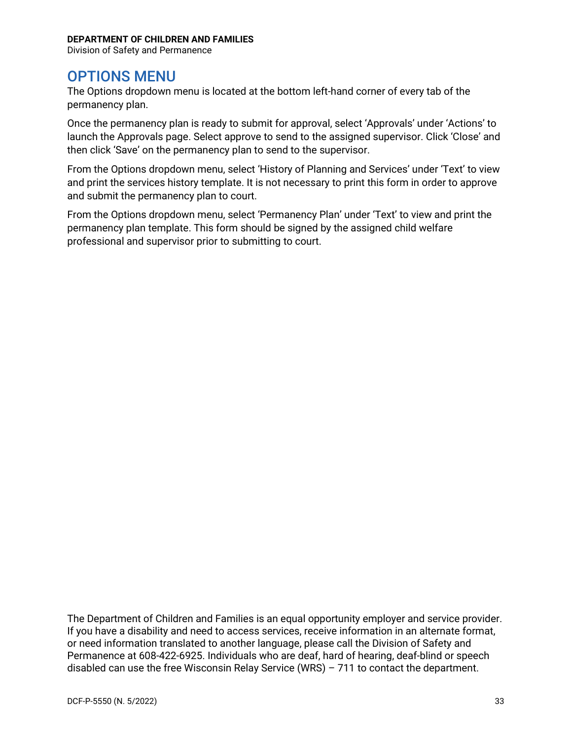# OPTIONS MENU

The Options dropdown menu is located at the bottom left-hand corner of every tab of the permanency plan.

Once the permanency plan is ready to submit for approval, select 'Approvals' under 'Actions' to launch the Approvals page. Select approve to send to the assigned supervisor. Click 'Close' and then click 'Save' on the permanency plan to send to the supervisor.

From the Options dropdown menu, select 'History of Planning and Services' under 'Text' to view and print the services history template. It is not necessary to print this form in order to approve and submit the permanency plan to court.

From the Options dropdown menu, select 'Permanency Plan' under 'Text' to view and print the permanency plan template. This form should be signed by the assigned child welfare professional and supervisor prior to submitting to court.

The Department of Children and Families is an equal opportunity employer and service provider. If you have a disability and need to access services, receive information in an alternate format, or need information translated to another language, please call the Division of Safety and Permanence at 608-422-6925. Individuals who are deaf, hard of hearing, deaf-blind or speech disabled can use the free Wisconsin Relay Service (WRS) – 711 to contact the department.

DCF-P-5550 (N. 5/2022)